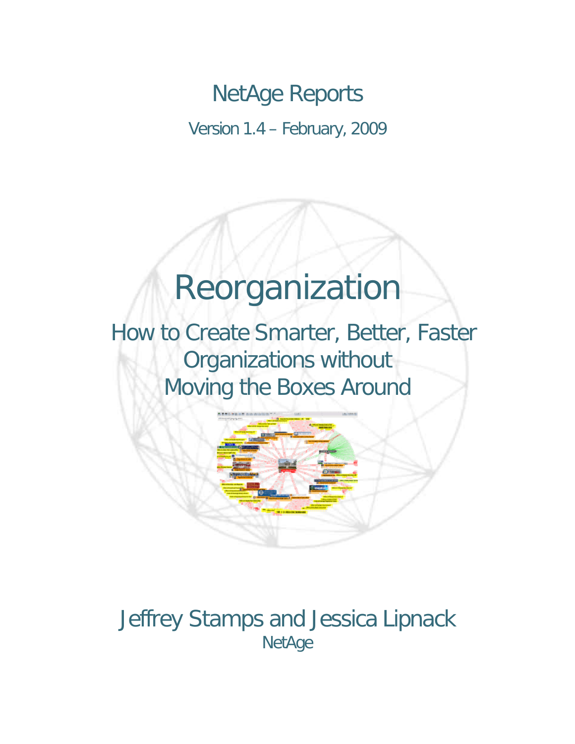NetAge Reports

Version 1.4 – February, 2009

# Reorganization

## How to Create Smarter, Better, Faster Organizations without Moving the Boxes Around

Jeffrey Stamps and Jessica Lipnack

NetAge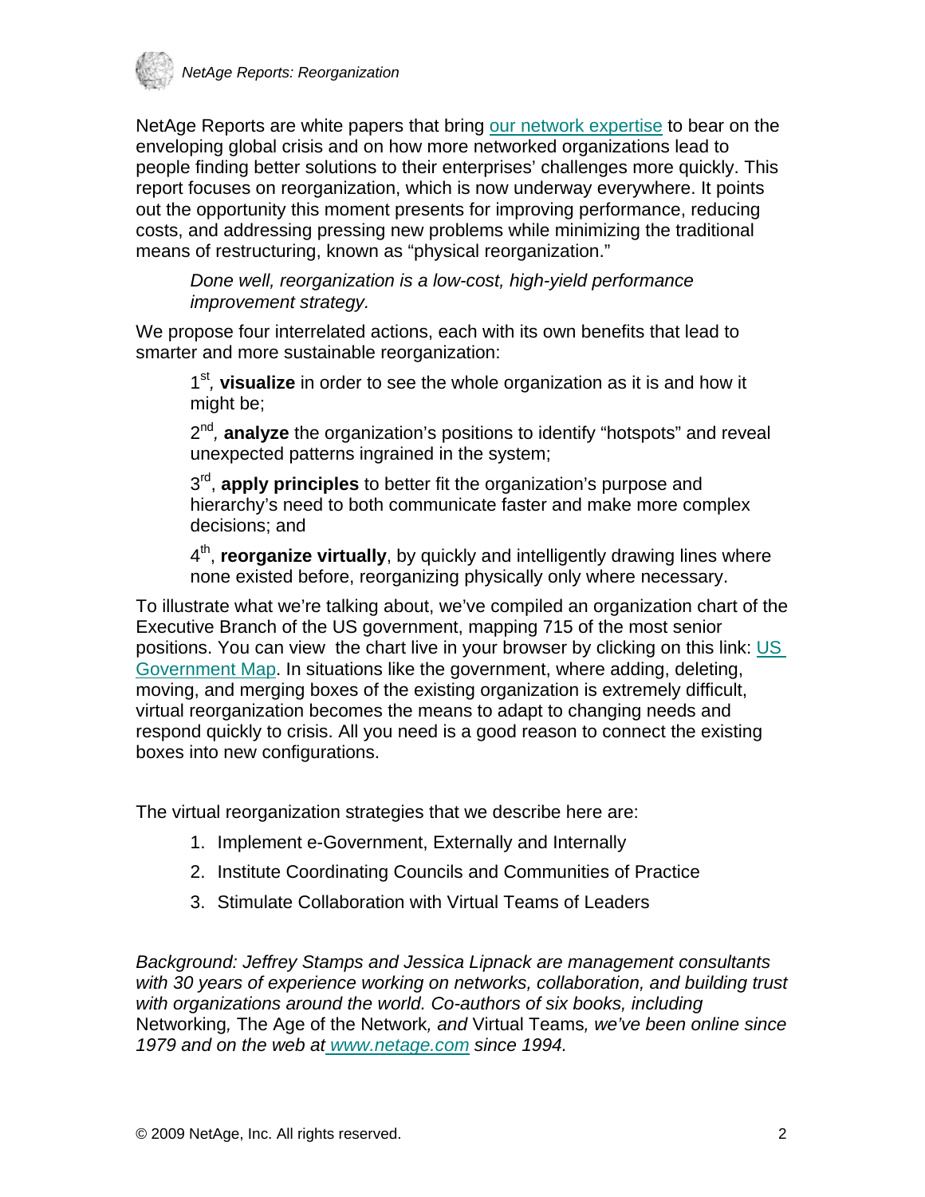NetAge Reports are white papers that bring [our network expertise] to bear on the enveloping global crisis and on how more networked organizations lead to people finding better solutions to their enterprises' challenges more quickly. This report focuses on reorganization, which is now underway everywhere. It points out the opportunity this moment presents for improving performance, reducing costs, and addressing pressing new problems while minimizing the traditional means of restructuring, known as "physical reorganization."

> *Done well, reorganization is a low-cost, high-yield performance improvement strategy.*

We propose four interrelated actions, each with its own benefits that lead to smarter and more sustainable reorganization:

> 1st, **visualize** in order to see the whole organization as it is and how it might be;
>
> 2nd, **analyze** the organization's positions to identify "hotspots" and reveal unexpected patterns ingrained in the system;
>
> 3rd, **apply principles** to better fit the organization's purpose and hierarchy's need to both communicate faster and make more complex decisions; and
>
> 4th, **reorganize virtually**, by quickly and intelligently drawing lines where none existed before, reorganizing physically only where necessary.

To illustrate what we're talking about, we've compiled an organization chart of the Executive Branch of the US government, mapping 715 of the most senior positions. You can view the chart live in your browser by clicking on this link: US Government Map. In situations like the government, where adding, deleting, moving, and merging boxes of the existing organization is extremely difficult, virtual reorganization becomes the means to adapt to changing needs and respond quickly to crisis. All you need is a good reason to connect the existing boxes into new configurations.

The virtual reorganization strategies that we describe here are:

1. Implement e-Government, Externally and Internally
2. Institute Coordinating Councils and Communities of Practice
3. Stimulate Collaboration with Virtual Teams of Leaders

*Background: Jeffrey Stamps and Jessica Lipnack are management consultants with 30 years of experience working on networks, collaboration, and building trust with organizations around the world. Co-authors of six books, including* Networking*,* The Age of the Network*, and* Virtual Teams*, we've been online since 1979 and on the web at www.netage.com since 1994.*

© 2009 NetAge, Inc. All rights reserved.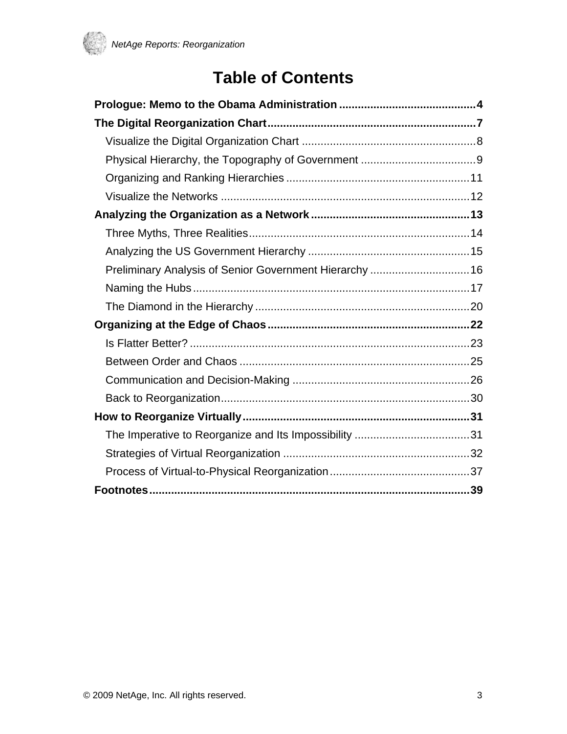# Table of Contents

**Prologue: Memo to the Obama Administration ... 4**

**The Digital Reorganization Chart ... 7**

- Visualize the Digital Organization Chart ... 8
- Physical Hierarchy, the Topography of Government ... 9
- Organizing and Ranking Hierarchies ... 11
- Visualize the Networks ... 12

**Analyzing the Organization as a Network ... 13**

- Three Myths, Three Realities ... 14
- Analyzing the US Government Hierarchy ... 15
- Preliminary Analysis of Senior Government Hierarchy ... 16
- Naming the Hubs ... 17
- The Diamond in the Hierarchy ... 20

**Organizing at the Edge of Chaos ... 22**

- Is Flatter Better? ... 23
- Between Order and Chaos ... 25
- Communication and Decision-Making ... 26
- Back to Reorganization ... 30

**How to Reorganize Virtually ... 31**

- The Imperative to Reorganize and Its Impossibility ... 31
- Strategies of Virtual Reorganization ... 32
- Process of Virtual-to-Physical Reorganization ... 37

**Footnotes ... 39**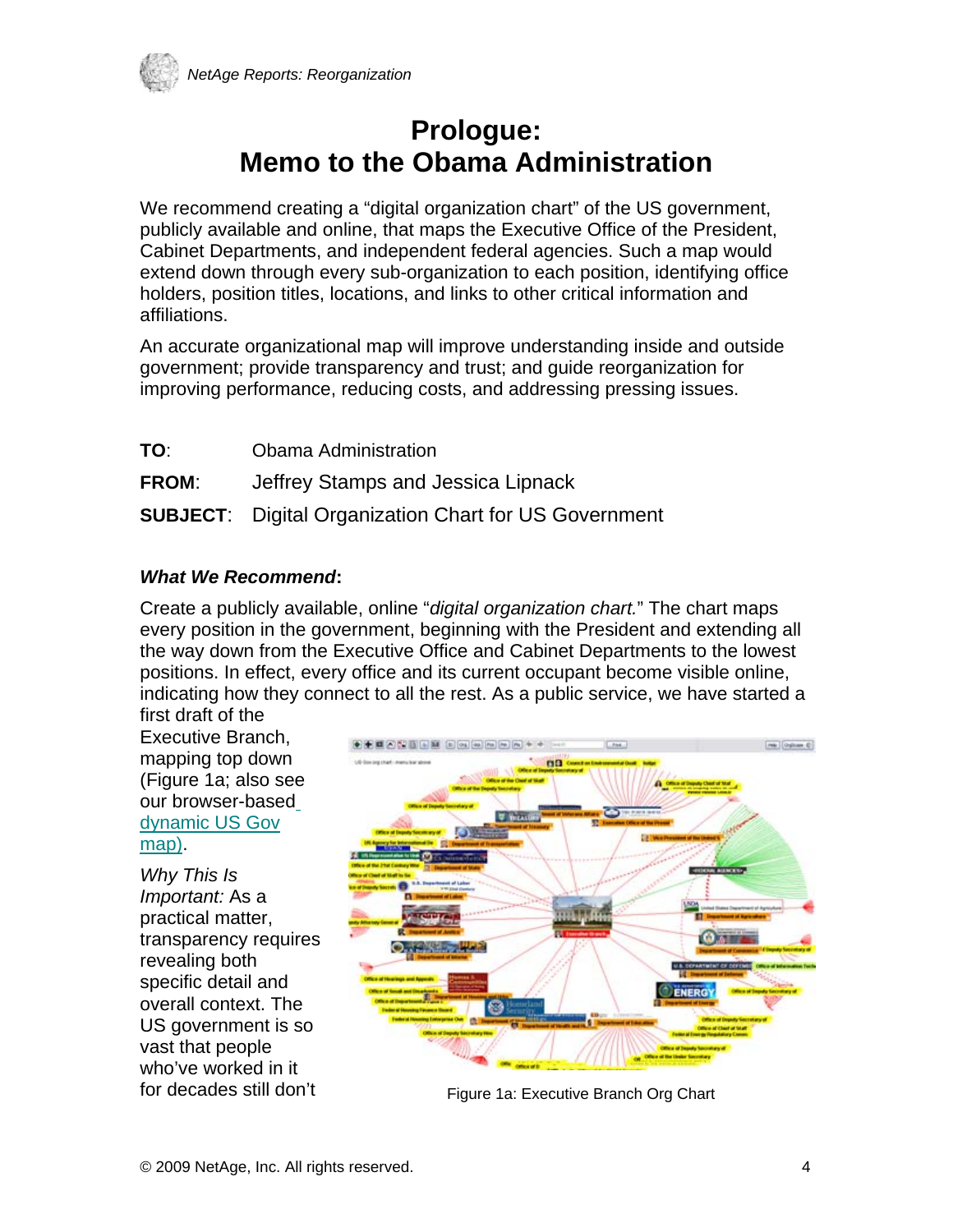# Prologue:
# Memo to the Obama Administration

We recommend creating a "digital organization chart" of the US government, publicly available and online, that maps the Executive Office of the President, Cabinet Departments, and independent federal agencies. Such a map would extend down through every sub-organization to each position, identifying office holders, position titles, locations, and links to other critical information and affiliations.

An accurate organizational map will improve understanding inside and outside government; provide transparency and trust; and guide reorganization for improving performance, reducing costs, and addressing pressing issues.

**TO**: Obama Administration

**FROM**: Jeffrey Stamps and Jessica Lipnack

**SUBJECT**: Digital Organization Chart for US Government

***What We Recommend*:**

Create a publicly available, online "*digital organization chart.*" The chart maps every position in the government, beginning with the President and extending all the way down from the Executive Office and Cabinet Departments to the lowest positions. In effect, every office and its current occupant become visible online, indicating how they connect to all the rest. As a public service, we have started a first draft of the Executive Branch, mapping top down (Figure 1a; also see our browser-based dynamic US Gov map).

Figure 1a: Executive Branch Org Chart

*Why This Is Important:* As a practical matter, transparency requires revealing both specific detail and overall context. The US government is so vast that people who've worked in it for decades still don't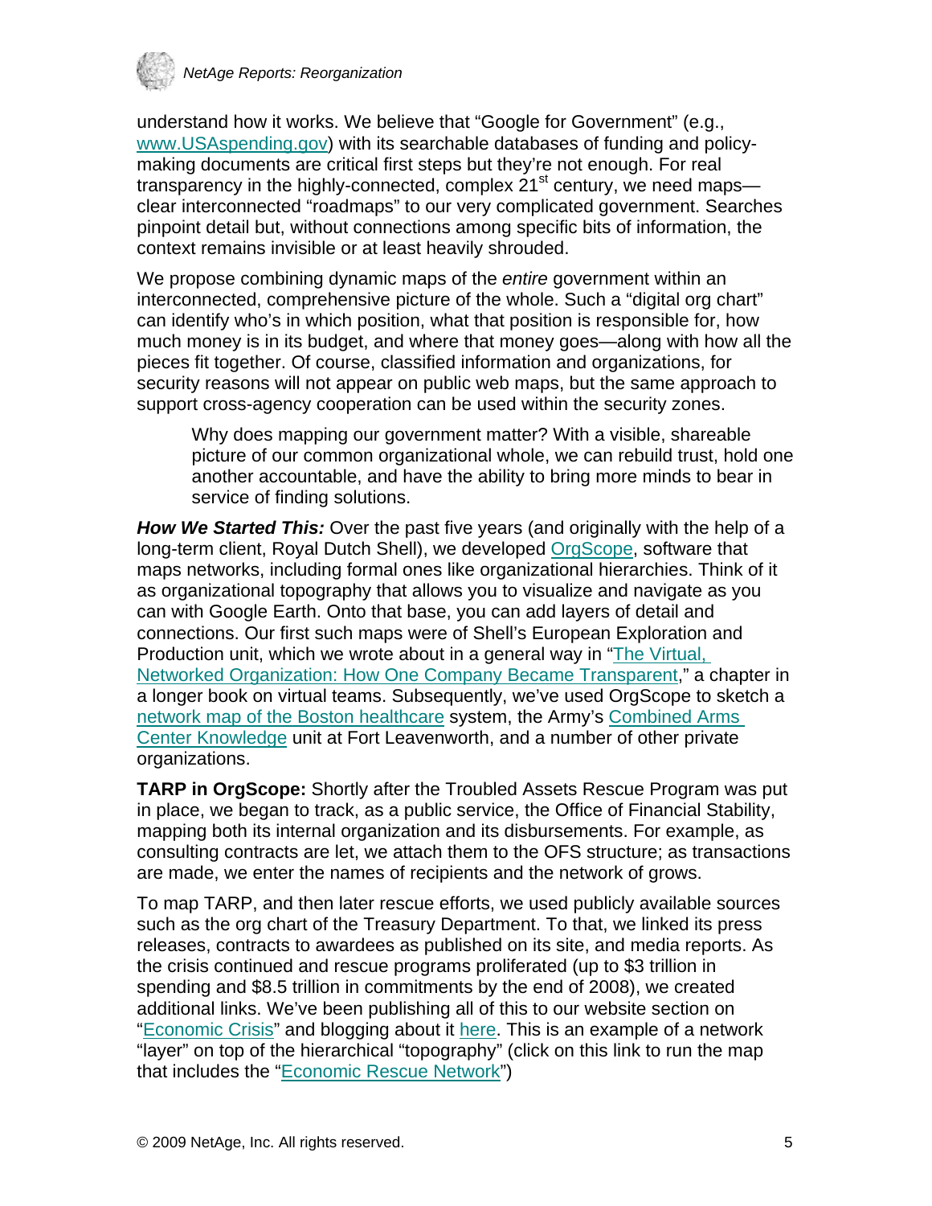understand how it works. We believe that "Google for Government" (e.g., [www.USAspending.gov](http://www.USAspending.gov)) with its searchable databases of funding and policy-making documents are critical first steps but they're not enough. For real transparency in the highly-connected, complex 21st century, we need maps—clear interconnected "roadmaps" to our very complicated government. Searches pinpoint detail but, without connections among specific bits of information, the context remains invisible or at least heavily shrouded.

We propose combining dynamic maps of the *entire* government within an interconnected, comprehensive picture of the whole. Such a "digital org chart" can identify who's in which position, what that position is responsible for, how much money is in its budget, and where that money goes—along with how all the pieces fit together. Of course, classified information and organizations, for security reasons will not appear on public web maps, but the same approach to support cross-agency cooperation can be used within the security zones.

> Why does mapping our government matter? With a visible, shareable picture of our common organizational whole, we can rebuild trust, hold one another accountable, and have the ability to bring more minds to bear in service of finding solutions.

***How We Started This:*** Over the past five years (and originally with the help of a long-term client, Royal Dutch Shell), we developed OrgScope, software that maps networks, including formal ones like organizational hierarchies. Think of it as organizational topography that allows you to visualize and navigate as you can with Google Earth. Onto that base, you can add layers of detail and connections. Our first such maps were of Shell's European Exploration and Production unit, which we wrote about in a general way in "The Virtual, Networked Organization: How One Company Became Transparent," a chapter in a longer book on virtual teams. Subsequently, we've used OrgScope to sketch a network map of the Boston healthcare system, the Army's Combined Arms Center Knowledge unit at Fort Leavenworth, and a number of other private organizations.

**TARP in OrgScope:** Shortly after the Troubled Assets Rescue Program was put in place, we began to track, as a public service, the Office of Financial Stability, mapping both its internal organization and its disbursements. For example, as consulting contracts are let, we attach them to the OFS structure; as transactions are made, we enter the names of recipients and the network of grows.

To map TARP, and then later rescue efforts, we used publicly available sources such as the org chart of the Treasury Department. To that, we linked its press releases, contracts to awardees as published on its site, and media reports. As the crisis continued and rescue programs proliferated (up to $3 trillion in spending and $8.5 trillion in commitments by the end of 2008), we created additional links. We've been publishing all of this to our website section on "Economic Crisis" and blogging about it here. This is an example of a network "layer" on top of the hierarchical "topography" (click on this link to run the map that includes the "Economic Rescue Network")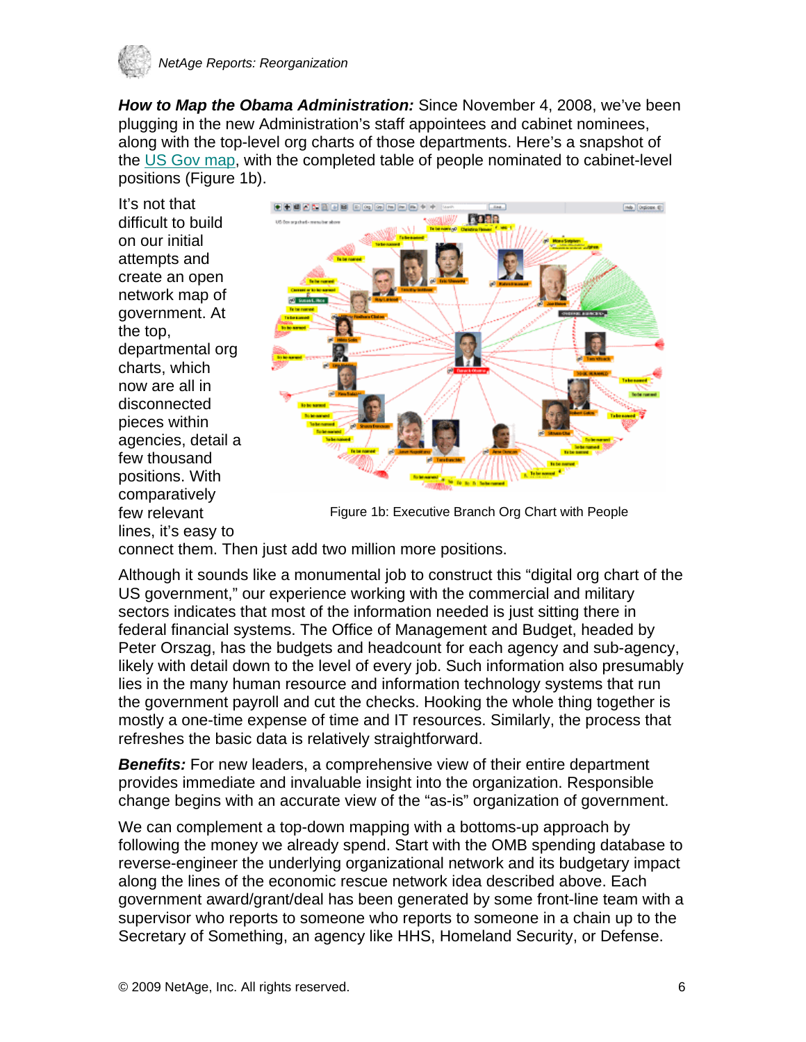**How to Map the Obama Administration:** Since November 4, 2008, we've been plugging in the new Administration's staff appointees and cabinet nominees, along with the top-level org charts of those departments. Here's a snapshot of the US Gov map, with the completed table of people nominated to cabinet-level positions (Figure 1b).

It's not that difficult to build on our initial attempts and create an open network map of government. At the top, departmental org charts, which now are all in disconnected pieces within agencies, detail a few thousand positions. With comparatively few relevant lines, it's easy to connect them. Then just add two million more positions.

Figure 1b: Executive Branch Org Chart with People

Although it sounds like a monumental job to construct this "digital org chart of the US government," our experience working with the commercial and military sectors indicates that most of the information needed is just sitting there in federal financial systems. The Office of Management and Budget, headed by Peter Orszag, has the budgets and headcount for each agency and sub-agency, likely with detail down to the level of every job. Such information also presumably lies in the many human resource and information technology systems that run the government payroll and cut the checks. Hooking the whole thing together is mostly a one-time expense of time and IT resources. Similarly, the process that refreshes the basic data is relatively straightforward.

**Benefits:** For new leaders, a comprehensive view of their entire department provides immediate and invaluable insight into the organization. Responsible change begins with an accurate view of the "as-is" organization of government.

We can complement a top-down mapping with a bottoms-up approach by following the money we already spend. Start with the OMB spending database to reverse-engineer the underlying organizational network and its budgetary impact along the lines of the economic rescue network idea described above. Each government award/grant/deal has been generated by some front-line team with a supervisor who reports to someone who reports to someone in a chain up to the Secretary of Something, an agency like HHS, Homeland Security, or Defense.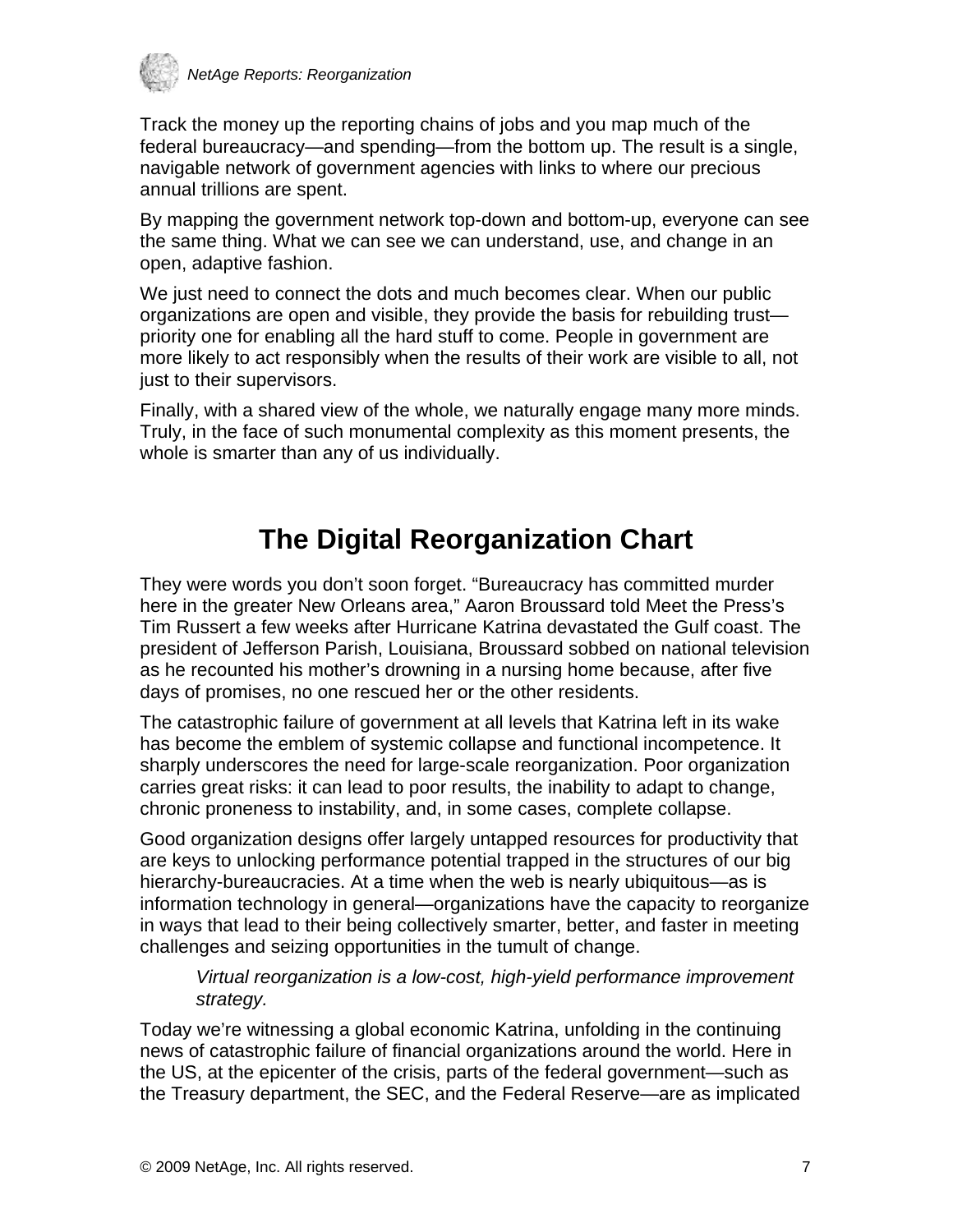Track the money up the reporting chains of jobs and you map much of the federal bureaucracy—and spending—from the bottom up. The result is a single, navigable network of government agencies with links to where our precious annual trillions are spent.

By mapping the government network top-down and bottom-up, everyone can see the same thing. What we can see we can understand, use, and change in an open, adaptive fashion.

We just need to connect the dots and much becomes clear. When our public organizations are open and visible, they provide the basis for rebuilding trust—priority one for enabling all the hard stuff to come. People in government are more likely to act responsibly when the results of their work are visible to all, not just to their supervisors.

Finally, with a shared view of the whole, we naturally engage many more minds. Truly, in the face of such monumental complexity as this moment presents, the whole is smarter than any of us individually.

# The Digital Reorganization Chart

They were words you don't soon forget. "Bureaucracy has committed murder here in the greater New Orleans area," Aaron Broussard told Meet the Press's Tim Russert a few weeks after Hurricane Katrina devastated the Gulf coast. The president of Jefferson Parish, Louisiana, Broussard sobbed on national television as he recounted his mother's drowning in a nursing home because, after five days of promises, no one rescued her or the other residents.

The catastrophic failure of government at all levels that Katrina left in its wake has become the emblem of systemic collapse and functional incompetence. It sharply underscores the need for large-scale reorganization. Poor organization carries great risks: it can lead to poor results, the inability to adapt to change, chronic proneness to instability, and, in some cases, complete collapse.

Good organization designs offer largely untapped resources for productivity that are keys to unlocking performance potential trapped in the structures of our big hierarchy-bureaucracies. At a time when the web is nearly ubiquitous—as is information technology in general—organizations have the capacity to reorganize in ways that lead to their being collectively smarter, better, and faster in meeting challenges and seizing opportunities in the tumult of change.

> *Virtual reorganization is a low-cost, high-yield performance improvement strategy.*

Today we're witnessing a global economic Katrina, unfolding in the continuing news of catastrophic failure of financial organizations around the world. Here in the US, at the epicenter of the crisis, parts of the federal government—such as the Treasury department, the SEC, and the Federal Reserve—are as implicated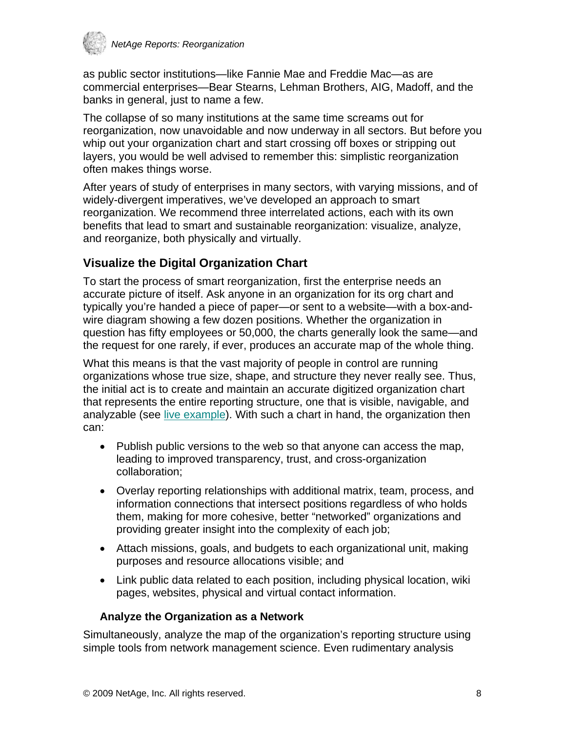as public sector institutions—like Fannie Mae and Freddie Mac—as are commercial enterprises—Bear Stearns, Lehman Brothers, AIG, Madoff, and the banks in general, just to name a few.

The collapse of so many institutions at the same time screams out for reorganization, now unavoidable and now underway in all sectors. But before you whip out your organization chart and start crossing off boxes or stripping out layers, you would be well advised to remember this: simplistic reorganization often makes things worse.

After years of study of enterprises in many sectors, with varying missions, and of widely-divergent imperatives, we've developed an approach to smart reorganization. We recommend three interrelated actions, each with its own benefits that lead to smart and sustainable reorganization: visualize, analyze, and reorganize, both physically and virtually.

## Visualize the Digital Organization Chart

To start the process of smart reorganization, first the enterprise needs an accurate picture of itself. Ask anyone in an organization for its org chart and typically you're handed a piece of paper—or sent to a website—with a box-and-wire diagram showing a few dozen positions. Whether the organization in question has fifty employees or 50,000, the charts generally look the same—and the request for one rarely, if ever, produces an accurate map of the whole thing.

What this means is that the vast majority of people in control are running organizations whose true size, shape, and structure they never really see. Thus, the initial act is to create and maintain an accurate digitized organization chart that represents the entire reporting structure, one that is visible, navigable, and analyzable (see live example). With such a chart in hand, the organization then can:

- Publish public versions to the web so that anyone can access the map, leading to improved transparency, trust, and cross-organization collaboration;
- Overlay reporting relationships with additional matrix, team, process, and information connections that intersect positions regardless of who holds them, making for more cohesive, better "networked" organizations and providing greater insight into the complexity of each job;
- Attach missions, goals, and budgets to each organizational unit, making purposes and resource allocations visible; and
- Link public data related to each position, including physical location, wiki pages, websites, physical and virtual contact information.

### Analyze the Organization as a Network

Simultaneously, analyze the map of the organization's reporting structure using simple tools from network management science. Even rudimentary analysis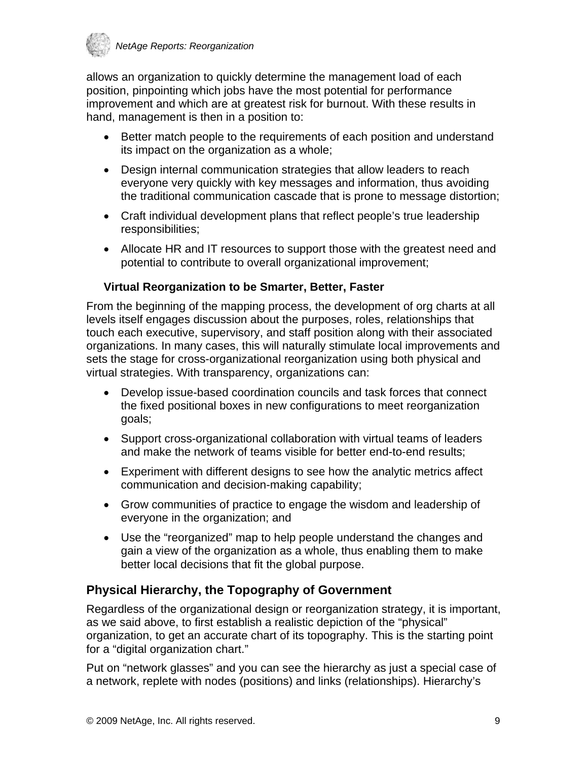allows an organization to quickly determine the management load of each position, pinpointing which jobs have the most potential for performance improvement and which are at greatest risk for burnout. With these results in hand, management is then in a position to:

- Better match people to the requirements of each position and understand its impact on the organization as a whole;
- Design internal communication strategies that allow leaders to reach everyone very quickly with key messages and information, thus avoiding the traditional communication cascade that is prone to message distortion;
- Craft individual development plans that reflect people's true leadership responsibilities;
- Allocate HR and IT resources to support those with the greatest need and potential to contribute to overall organizational improvement;

### Virtual Reorganization to be Smarter, Better, Faster

From the beginning of the mapping process, the development of org charts at all levels itself engages discussion about the purposes, roles, relationships that touch each executive, supervisory, and staff position along with their associated organizations. In many cases, this will naturally stimulate local improvements and sets the stage for cross-organizational reorganization using both physical and virtual strategies. With transparency, organizations can:

- Develop issue-based coordination councils and task forces that connect the fixed positional boxes in new configurations to meet reorganization goals;
- Support cross-organizational collaboration with virtual teams of leaders and make the network of teams visible for better end-to-end results;
- Experiment with different designs to see how the analytic metrics affect communication and decision-making capability;
- Grow communities of practice to engage the wisdom and leadership of everyone in the organization; and
- Use the "reorganized" map to help people understand the changes and gain a view of the organization as a whole, thus enabling them to make better local decisions that fit the global purpose.

## Physical Hierarchy, the Topography of Government

Regardless of the organizational design or reorganization strategy, it is important, as we said above, to first establish a realistic depiction of the "physical" organization, to get an accurate chart of its topography. This is the starting point for a "digital organization chart."

Put on "network glasses" and you can see the hierarchy as just a special case of a network, replete with nodes (positions) and links (relationships). Hierarchy's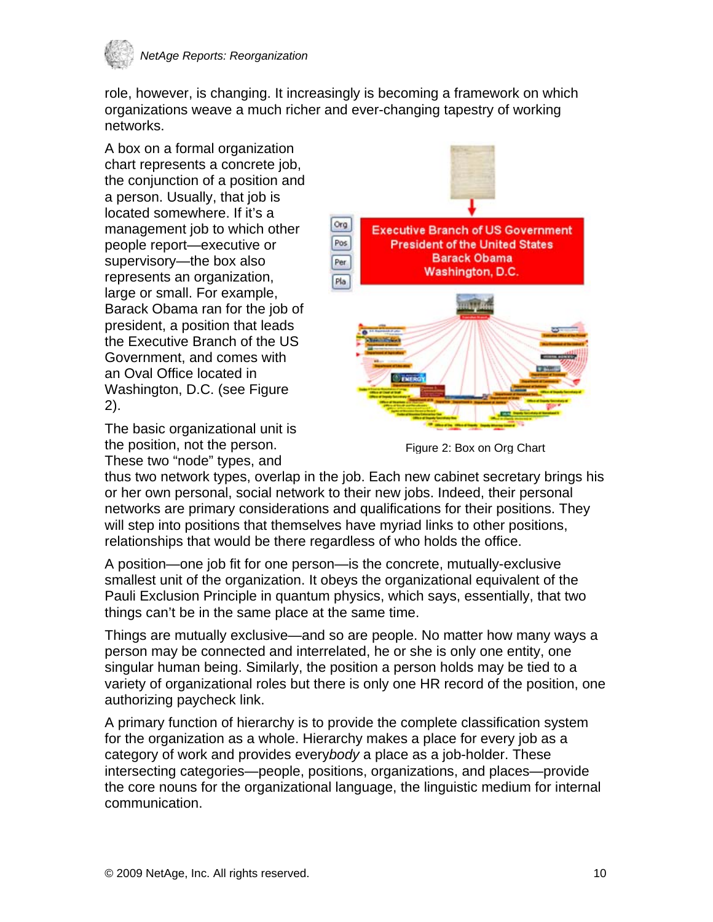role, however, is changing. It increasingly is becoming a framework on which organizations weave a much richer and ever-changing tapestry of working networks.

A box on a formal organization chart represents a concrete job, the conjunction of a position and a person. Usually, that job is located somewhere. If it's a management job to which other people report—executive or supervisory—the box also represents an organization, large or small. For example, Barack Obama ran for the job of president, a position that leads the Executive Branch of the US Government, and comes with an Oval Office located in Washington, D.C. (see Figure 2).

Figure 2: Box on Org Chart

The basic organizational unit is the position, not the person. These two "node" types, and thus two network types, overlap in the job. Each new cabinet secretary brings his or her own personal, social network to their new jobs. Indeed, their personal networks are primary considerations and qualifications for their positions. They will step into positions that themselves have myriad links to other positions, relationships that would be there regardless of who holds the office.

A position—one job fit for one person—is the concrete, mutually-exclusive smallest unit of the organization. It obeys the organizational equivalent of the Pauli Exclusion Principle in quantum physics, which says, essentially, that two things can't be in the same place at the same time.

Things are mutually exclusive—and so are people. No matter how many ways a person may be connected and interrelated, he or she is only one entity, one singular human being. Similarly, the position a person holds may be tied to a variety of organizational roles but there is only one HR record of the position, one authorizing paycheck link.

A primary function of hierarchy is to provide the complete classification system for the organization as a whole. Hierarchy makes a place for every job as a category of work and provides every*body* a place as a job-holder. These intersecting categories—people, positions, organizations, and places—provide the core nouns for the organizational language, the linguistic medium for internal communication.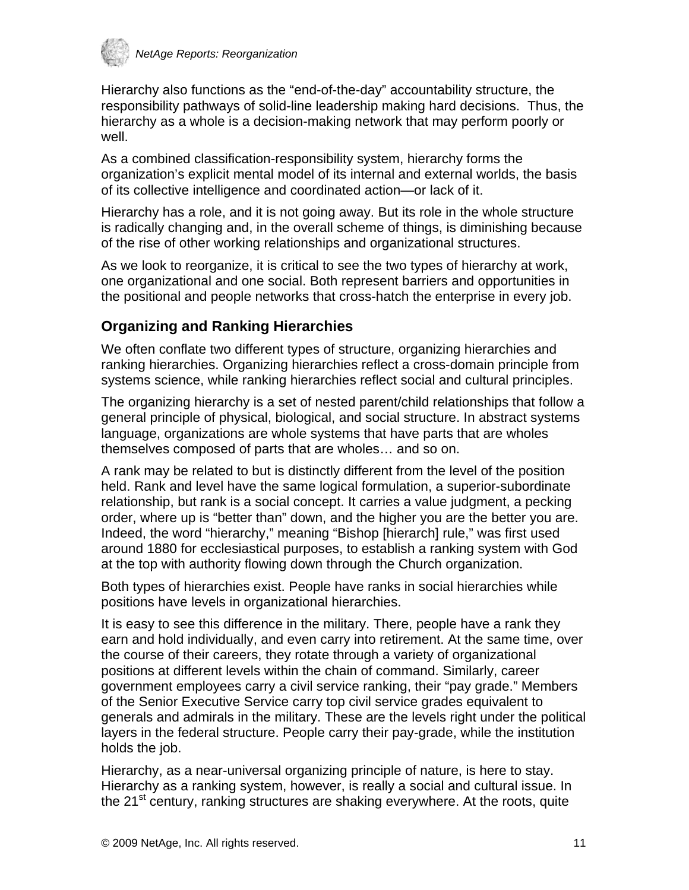Hierarchy also functions as the "end-of-the-day" accountability structure, the responsibility pathways of solid-line leadership making hard decisions. Thus, the hierarchy as a whole is a decision-making network that may perform poorly or well.

As a combined classification-responsibility system, hierarchy forms the organization's explicit mental model of its internal and external worlds, the basis of its collective intelligence and coordinated action—or lack of it.

Hierarchy has a role, and it is not going away. But its role in the whole structure is radically changing and, in the overall scheme of things, is diminishing because of the rise of other working relationships and organizational structures.

As we look to reorganize, it is critical to see the two types of hierarchy at work, one organizational and one social. Both represent barriers and opportunities in the positional and people networks that cross-hatch the enterprise in every job.

## Organizing and Ranking Hierarchies

We often conflate two different types of structure, organizing hierarchies and ranking hierarchies. Organizing hierarchies reflect a cross-domain principle from systems science, while ranking hierarchies reflect social and cultural principles.

The organizing hierarchy is a set of nested parent/child relationships that follow a general principle of physical, biological, and social structure. In abstract systems language, organizations are whole systems that have parts that are wholes themselves composed of parts that are wholes… and so on.

A rank may be related to but is distinctly different from the level of the position held. Rank and level have the same logical formulation, a superior-subordinate relationship, but rank is a social concept. It carries a value judgment, a pecking order, where up is "better than" down, and the higher you are the better you are. Indeed, the word "hierarchy," meaning "Bishop [hierarch] rule," was first used around 1880 for ecclesiastical purposes, to establish a ranking system with God at the top with authority flowing down through the Church organization.

Both types of hierarchies exist. People have ranks in social hierarchies while positions have levels in organizational hierarchies.

It is easy to see this difference in the military. There, people have a rank they earn and hold individually, and even carry into retirement. At the same time, over the course of their careers, they rotate through a variety of organizational positions at different levels within the chain of command. Similarly, career government employees carry a civil service ranking, their "pay grade." Members of the Senior Executive Service carry top civil service grades equivalent to generals and admirals in the military. These are the levels right under the political layers in the federal structure. People carry their pay-grade, while the institution holds the job.

Hierarchy, as a near-universal organizing principle of nature, is here to stay. Hierarchy as a ranking system, however, is really a social and cultural issue. In the 21st century, ranking structures are shaking everywhere. At the roots, quite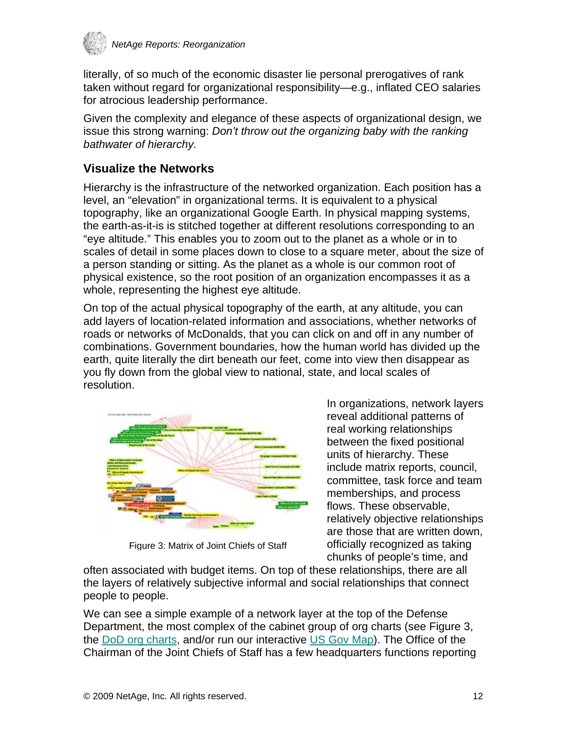literally, of so much of the economic disaster lie personal prerogatives of rank taken without regard for organizational responsibility—e.g., inflated CEO salaries for atrocious leadership performance.

Given the complexity and elegance of these aspects of organizational design, we issue this strong warning: *Don't throw out the organizing baby with the ranking bathwater of hierarchy.*

## Visualize the Networks

Hierarchy is the infrastructure of the networked organization. Each position has a level, an "elevation" in organizational terms. It is equivalent to a physical topography, like an organizational Google Earth. In physical mapping systems, the earth-as-it-is is stitched together at different resolutions corresponding to an "eye altitude." This enables you to zoom out to the planet as a whole or in to scales of detail in some places down to close to a square meter, about the size of a person standing or sitting. As the planet as a whole is our common root of physical existence, so the root position of an organization encompasses it as a whole, representing the highest eye altitude.

On top of the actual physical topography of the earth, at any altitude, you can add layers of location-related information and associations, whether networks of roads or networks of McDonalds, that you can click on and off in any number of combinations. Government boundaries, how the human world has divided up the earth, quite literally the dirt beneath our feet, come into view then disappear as you fly down from the global view to national, state, and local scales of resolution.

Figure 3: Matrix of Joint Chiefs of Staff

In organizations, network layers reveal additional patterns of real working relationships between the fixed positional units of hierarchy. These include matrix reports, council, committee, task force and team memberships, and process flows. These observable, relatively objective relationships are those that are written down, officially recognized as taking chunks of people's time, and often associated with budget items. On top of these relationships, there are all the layers of relatively subjective informal and social relationships that connect people to people.

We can see a simple example of a network layer at the top of the Defense Department, the most complex of the cabinet group of org charts (see Figure 3, the DoD org charts, and/or run our interactive US Gov Map). The Office of the Chairman of the Joint Chiefs of Staff has a few headquarters functions reporting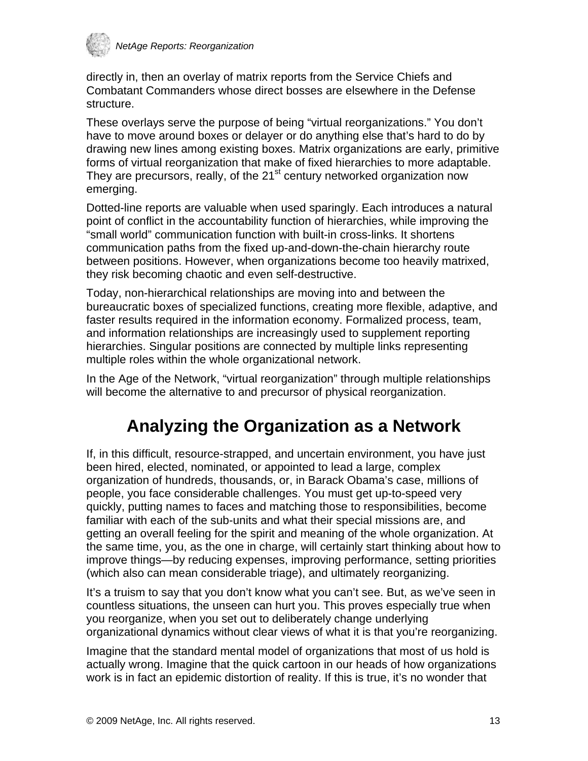directly in, then an overlay of matrix reports from the Service Chiefs and Combatant Commanders whose direct bosses are elsewhere in the Defense structure.

These overlays serve the purpose of being “virtual reorganizations.” You don’t have to move around boxes or delayer or do anything else that’s hard to do by drawing new lines among existing boxes. Matrix organizations are early, primitive forms of virtual reorganization that make of fixed hierarchies to more adaptable. They are precursors, really, of the 21st century networked organization now emerging.

Dotted-line reports are valuable when used sparingly. Each introduces a natural point of conflict in the accountability function of hierarchies, while improving the “small world” communication function with built-in cross-links. It shortens communication paths from the fixed up-and-down-the-chain hierarchy route between positions. However, when organizations become too heavily matrixed, they risk becoming chaotic and even self-destructive.

Today, non-hierarchical relationships are moving into and between the bureaucratic boxes of specialized functions, creating more flexible, adaptive, and faster results required in the information economy. Formalized process, team, and information relationships are increasingly used to supplement reporting hierarchies. Singular positions are connected by multiple links representing multiple roles within the whole organizational network.

In the Age of the Network, “virtual reorganization” through multiple relationships will become the alternative to and precursor of physical reorganization.

# Analyzing the Organization as a Network

If, in this difficult, resource-strapped, and uncertain environment, you have just been hired, elected, nominated, or appointed to lead a large, complex organization of hundreds, thousands, or, in Barack Obama’s case, millions of people, you face considerable challenges. You must get up-to-speed very quickly, putting names to faces and matching those to responsibilities, become familiar with each of the sub-units and what their special missions are, and getting an overall feeling for the spirit and meaning of the whole organization. At the same time, you, as the one in charge, will certainly start thinking about how to improve things—by reducing expenses, improving performance, setting priorities (which also can mean considerable triage), and ultimately reorganizing.

It’s a truism to say that you don’t know what you can’t see. But, as we’ve seen in countless situations, the unseen can hurt you. This proves especially true when you reorganize, when you set out to deliberately change underlying organizational dynamics without clear views of what it is that you’re reorganizing.

Imagine that the standard mental model of organizations that most of us hold is actually wrong. Imagine that the quick cartoon in our heads of how organizations work is in fact an epidemic distortion of reality. If this is true, it’s no wonder that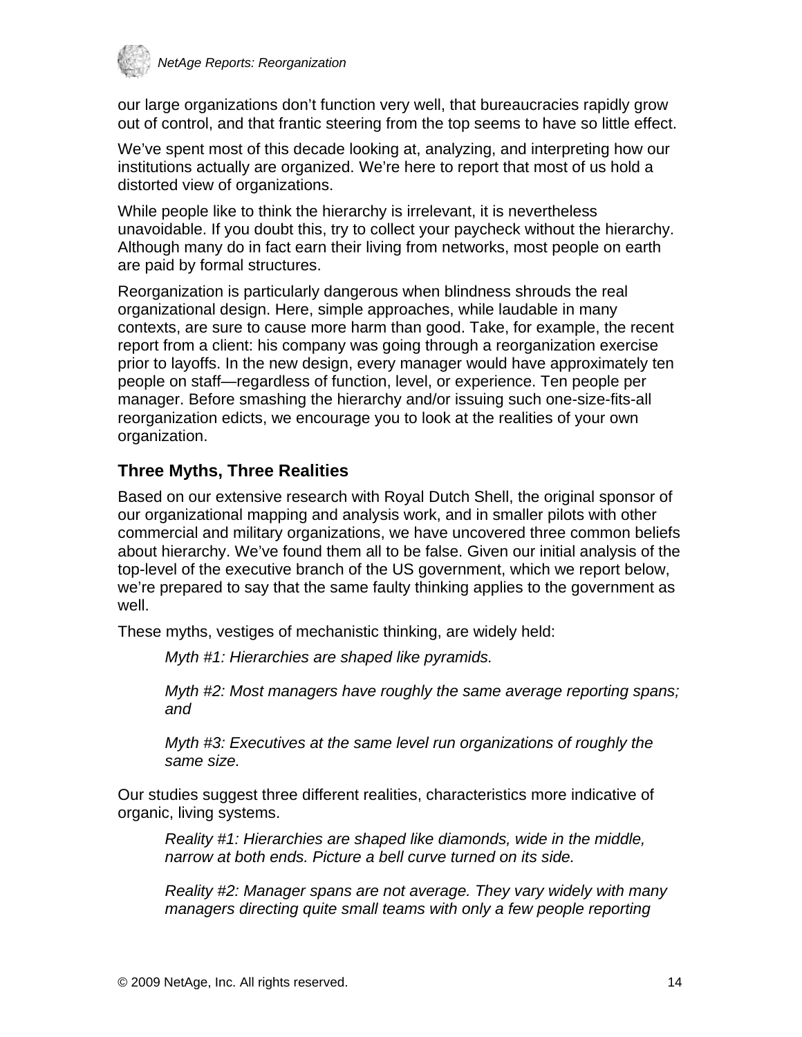our large organizations don't function very well, that bureaucracies rapidly grow out of control, and that frantic steering from the top seems to have so little effect.

We've spent most of this decade looking at, analyzing, and interpreting how our institutions actually are organized. We're here to report that most of us hold a distorted view of organizations.

While people like to think the hierarchy is irrelevant, it is nevertheless unavoidable. If you doubt this, try to collect your paycheck without the hierarchy. Although many do in fact earn their living from networks, most people on earth are paid by formal structures.

Reorganization is particularly dangerous when blindness shrouds the real organizational design. Here, simple approaches, while laudable in many contexts, are sure to cause more harm than good. Take, for example, the recent report from a client: his company was going through a reorganization exercise prior to layoffs. In the new design, every manager would have approximately ten people on staff—regardless of function, level, or experience. Ten people per manager. Before smashing the hierarchy and/or issuing such one-size-fits-all reorganization edicts, we encourage you to look at the realities of your own organization.

### Three Myths, Three Realities

Based on our extensive research with Royal Dutch Shell, the original sponsor of our organizational mapping and analysis work, and in smaller pilots with other commercial and military organizations, we have uncovered three common beliefs about hierarchy. We've found them all to be false. Given our initial analysis of the top-level of the executive branch of the US government, which we report below, we're prepared to say that the same faulty thinking applies to the government as well.

These myths, vestiges of mechanistic thinking, are widely held:

> *Myth #1: Hierarchies are shaped like pyramids.*
>
> *Myth #2: Most managers have roughly the same average reporting spans; and*
>
> *Myth #3: Executives at the same level run organizations of roughly the same size.*

Our studies suggest three different realities, characteristics more indicative of organic, living systems.

> *Reality #1: Hierarchies are shaped like diamonds, wide in the middle, narrow at both ends. Picture a bell curve turned on its side.*
>
> *Reality #2: Manager spans are not average. They vary widely with many managers directing quite small teams with only a few people reporting*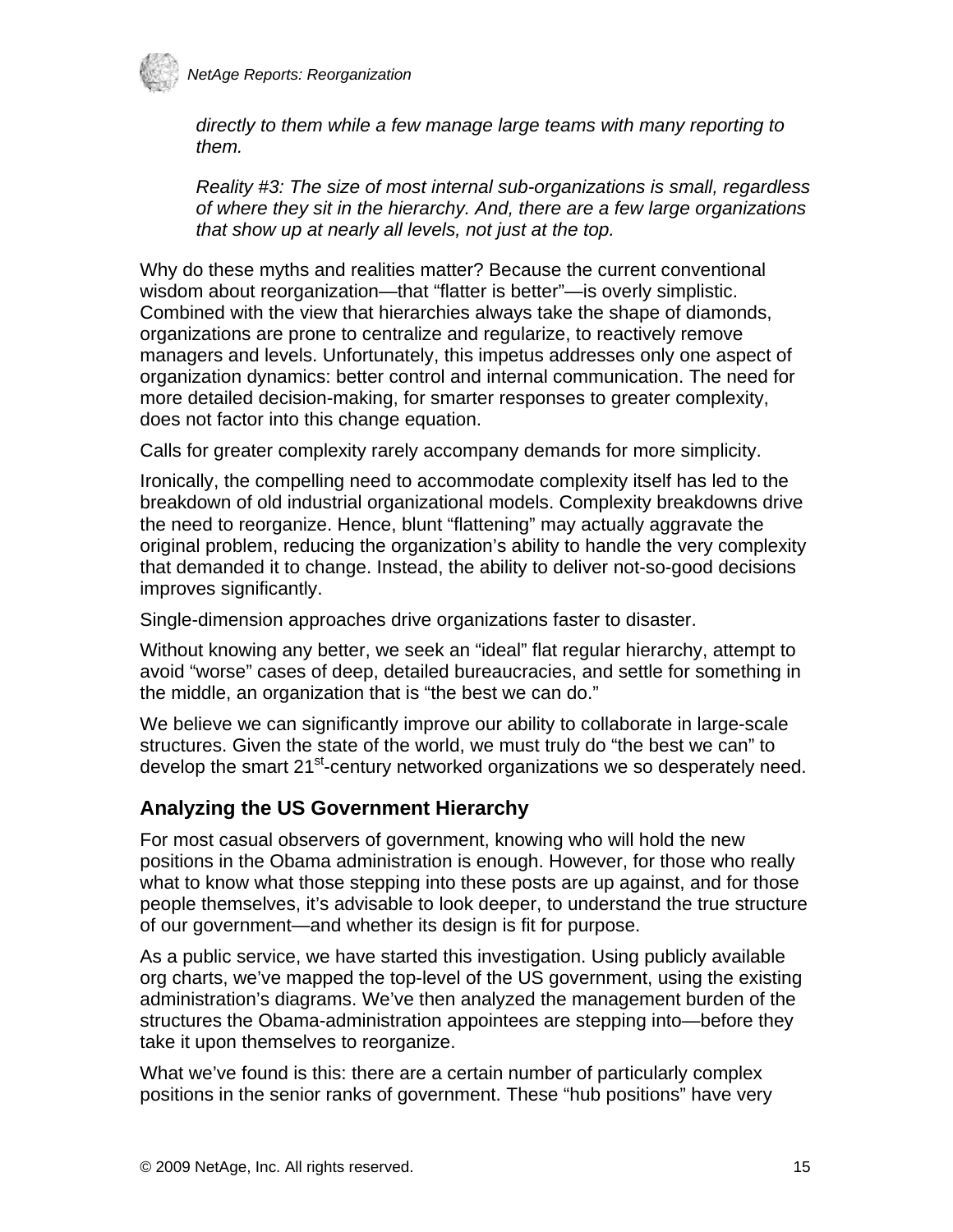*directly to them while a few manage large teams with many reporting to them.*

*Reality #3: The size of most internal sub-organizations is small, regardless of where they sit in the hierarchy. And, there are a few large organizations that show up at nearly all levels, not just at the top.*

Why do these myths and realities matter? Because the current conventional wisdom about reorganization—that "flatter is better"—is overly simplistic. Combined with the view that hierarchies always take the shape of diamonds, organizations are prone to centralize and regularize, to reactively remove managers and levels. Unfortunately, this impetus addresses only one aspect of organization dynamics: better control and internal communication. The need for more detailed decision-making, for smarter responses to greater complexity, does not factor into this change equation.

Calls for greater complexity rarely accompany demands for more simplicity.

Ironically, the compelling need to accommodate complexity itself has led to the breakdown of old industrial organizational models. Complexity breakdowns drive the need to reorganize. Hence, blunt "flattening" may actually aggravate the original problem, reducing the organization's ability to handle the very complexity that demanded it to change. Instead, the ability to deliver not-so-good decisions improves significantly.

Single-dimension approaches drive organizations faster to disaster.

Without knowing any better, we seek an "ideal" flat regular hierarchy, attempt to avoid "worse" cases of deep, detailed bureaucracies, and settle for something in the middle, an organization that is "the best we can do."

We believe we can significantly improve our ability to collaborate in large-scale structures. Given the state of the world, we must truly do "the best we can" to develop the smart 21st-century networked organizations we so desperately need.

## Analyzing the US Government Hierarchy

For most casual observers of government, knowing who will hold the new positions in the Obama administration is enough. However, for those who really what to know what those stepping into these posts are up against, and for those people themselves, it's advisable to look deeper, to understand the true structure of our government—and whether its design is fit for purpose.

As a public service, we have started this investigation. Using publicly available org charts, we've mapped the top-level of the US government, using the existing administration's diagrams. We've then analyzed the management burden of the structures the Obama-administration appointees are stepping into—before they take it upon themselves to reorganize.

What we've found is this: there are a certain number of particularly complex positions in the senior ranks of government. These "hub positions" have very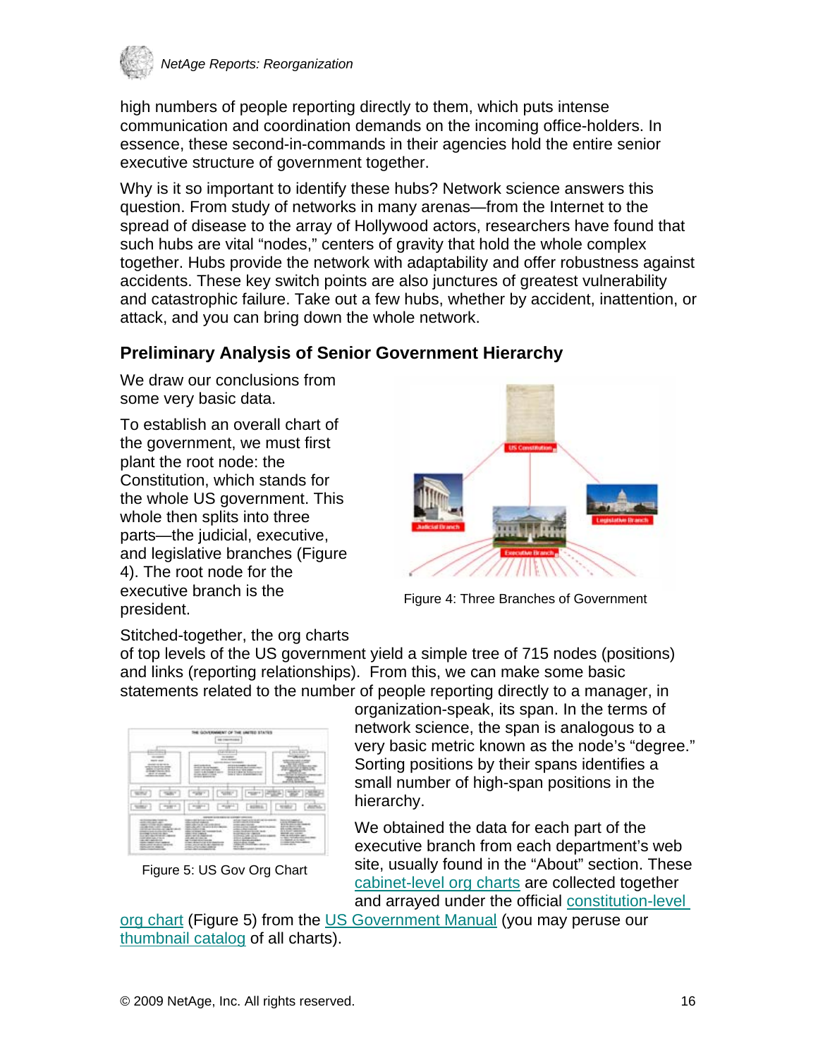high numbers of people reporting directly to them, which puts intense communication and coordination demands on the incoming office-holders. In essence, these second-in-commands in their agencies hold the entire senior executive structure of government together.

Why is it so important to identify these hubs? Network science answers this question. From study of networks in many arenas—from the Internet to the spread of disease to the array of Hollywood actors, researchers have found that such hubs are vital "nodes," centers of gravity that hold the whole complex together. Hubs provide the network with adaptability and offer robustness against accidents. These key switch points are also junctures of greatest vulnerability and catastrophic failure. Take out a few hubs, whether by accident, inattention, or attack, and you can bring down the whole network.

## Preliminary Analysis of Senior Government Hierarchy

We draw our conclusions from some very basic data.

To establish an overall chart of the government, we must first plant the root node: the Constitution, which stands for the whole US government. This whole then splits into three parts—the judicial, executive, and legislative branches (Figure 4). The root node for the executive branch is the president.

Figure 4: Three Branches of Government

Stitched-together, the org charts of top levels of the US government yield a simple tree of 715 nodes (positions) and links (reporting relationships). From this, we can make some basic statements related to the number of people reporting directly to a manager, in organization-speak, its span. In the terms of network science, the span is analogous to a very basic metric known as the node's "degree." Sorting positions by their spans identifies a small number of high-span positions in the hierarchy.

Figure 5: US Gov Org Chart

We obtained the data for each part of the executive branch from each department's web site, usually found in the "About" section. These cabinet-level org charts are collected together and arrayed under the official constitution-level org chart (Figure 5) from the US Government Manual (you may peruse our thumbnail catalog of all charts).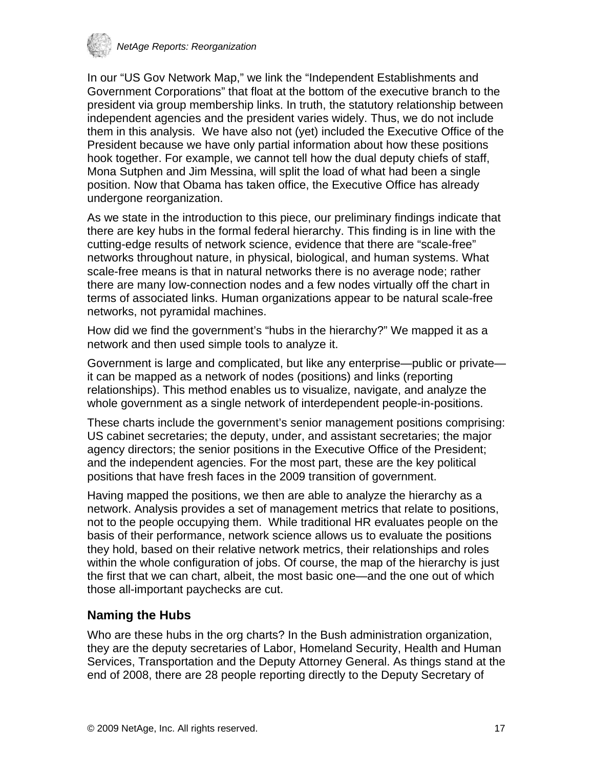In our "US Gov Network Map," we link the "Independent Establishments and Government Corporations" that float at the bottom of the executive branch to the president via group membership links. In truth, the statutory relationship between independent agencies and the president varies widely. Thus, we do not include them in this analysis. We have also not (yet) included the Executive Office of the President because we have only partial information about how these positions hook together. For example, we cannot tell how the dual deputy chiefs of staff, Mona Sutphen and Jim Messina, will split the load of what had been a single position. Now that Obama has taken office, the Executive Office has already undergone reorganization.

As we state in the introduction to this piece, our preliminary findings indicate that there are key hubs in the formal federal hierarchy. This finding is in line with the cutting-edge results of network science, evidence that there are "scale-free" networks throughout nature, in physical, biological, and human systems. What scale-free means is that in natural networks there is no average node; rather there are many low-connection nodes and a few nodes virtually off the chart in terms of associated links. Human organizations appear to be natural scale-free networks, not pyramidal machines.

How did we find the government's "hubs in the hierarchy?" We mapped it as a network and then used simple tools to analyze it.

Government is large and complicated, but like any enterprise—public or private—it can be mapped as a network of nodes (positions) and links (reporting relationships). This method enables us to visualize, navigate, and analyze the whole government as a single network of interdependent people-in-positions.

These charts include the government's senior management positions comprising: US cabinet secretaries; the deputy, under, and assistant secretaries; the major agency directors; the senior positions in the Executive Office of the President; and the independent agencies. For the most part, these are the key political positions that have fresh faces in the 2009 transition of government.

Having mapped the positions, we then are able to analyze the hierarchy as a network. Analysis provides a set of management metrics that relate to positions, not to the people occupying them. While traditional HR evaluates people on the basis of their performance, network science allows us to evaluate the positions they hold, based on their relative network metrics, their relationships and roles within the whole configuration of jobs. Of course, the map of the hierarchy is just the first that we can chart, albeit, the most basic one—and the one out of which those all-important paychecks are cut.

## Naming the Hubs

Who are these hubs in the org charts? In the Bush administration organization, they are the deputy secretaries of Labor, Homeland Security, Health and Human Services, Transportation and the Deputy Attorney General. As things stand at the end of 2008, there are 28 people reporting directly to the Deputy Secretary of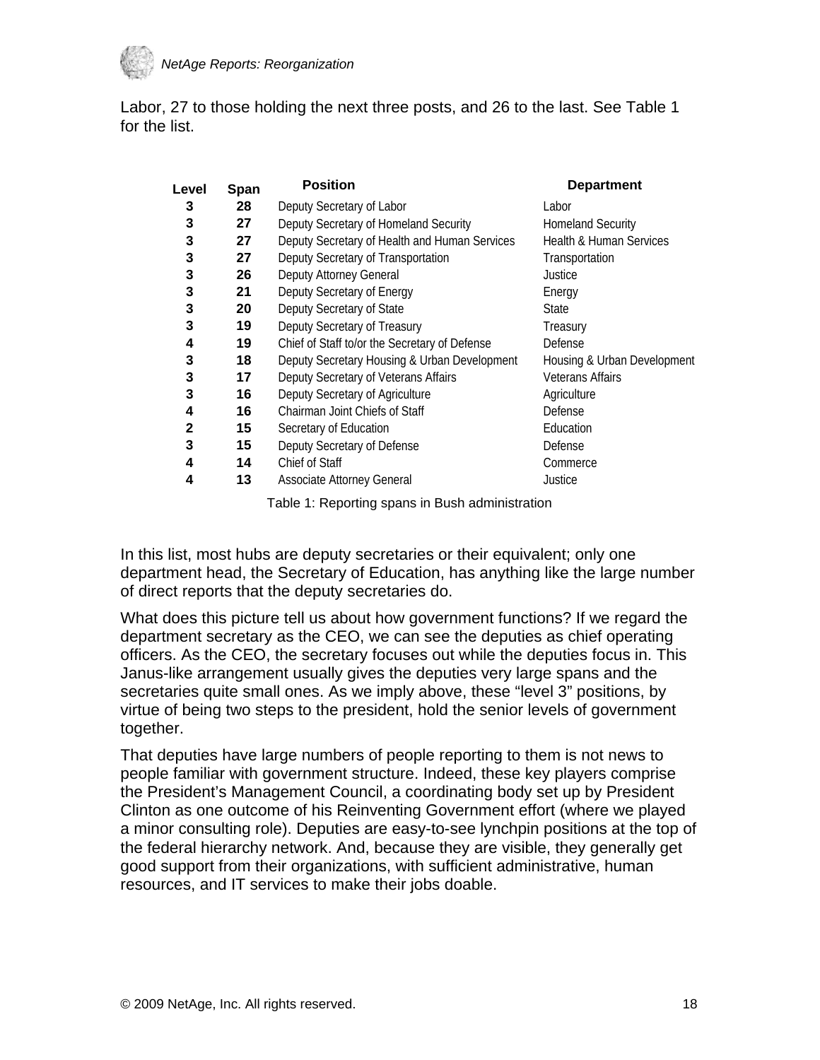Labor, 27 to those holding the next three posts, and 26 to the last. See Table 1 for the list.

| Level | Span | Position | Department |
|---|---|---|---|
| 3 | 28 | Deputy Secretary of Labor | Labor |
| 3 | 27 | Deputy Secretary of Homeland Security | Homeland Security |
| 3 | 27 | Deputy Secretary of Health and Human Services | Health & Human Services |
| 3 | 27 | Deputy Secretary of Transportation | Transportation |
| 3 | 26 | Deputy Attorney General | Justice |
| 3 | 21 | Deputy Secretary of Energy | Energy |
| 3 | 20 | Deputy Secretary of State | State |
| 3 | 19 | Deputy Secretary of Treasury | Treasury |
| 4 | 19 | Chief of Staff to/or the Secretary of Defense | Defense |
| 3 | 18 | Deputy Secretary Housing & Urban Development | Housing & Urban Development |
| 3 | 17 | Deputy Secretary of Veterans Affairs | Veterans Affairs |
| 3 | 16 | Deputy Secretary of Agriculture | Agriculture |
| 4 | 16 | Chairman Joint Chiefs of Staff | Defense |
| 2 | 15 | Secretary of Education | Education |
| 3 | 15 | Deputy Secretary of Defense | Defense |
| 4 | 14 | Chief of Staff | Commerce |
| 4 | 13 | Associate Attorney General | Justice |

Table 1: Reporting spans in Bush administration

In this list, most hubs are deputy secretaries or their equivalent; only one department head, the Secretary of Education, has anything like the large number of direct reports that the deputy secretaries do.

What does this picture tell us about how government functions? If we regard the department secretary as the CEO, we can see the deputies as chief operating officers. As the CEO, the secretary focuses out while the deputies focus in. This Janus-like arrangement usually gives the deputies very large spans and the secretaries quite small ones. As we imply above, these "level 3" positions, by virtue of being two steps to the president, hold the senior levels of government together.

That deputies have large numbers of people reporting to them is not news to people familiar with government structure. Indeed, these key players comprise the President's Management Council, a coordinating body set up by President Clinton as one outcome of his Reinventing Government effort (where we played a minor consulting role). Deputies are easy-to-see lynchpin positions at the top of the federal hierarchy network. And, because they are visible, they generally get good support from their organizations, with sufficient administrative, human resources, and IT services to make their jobs doable.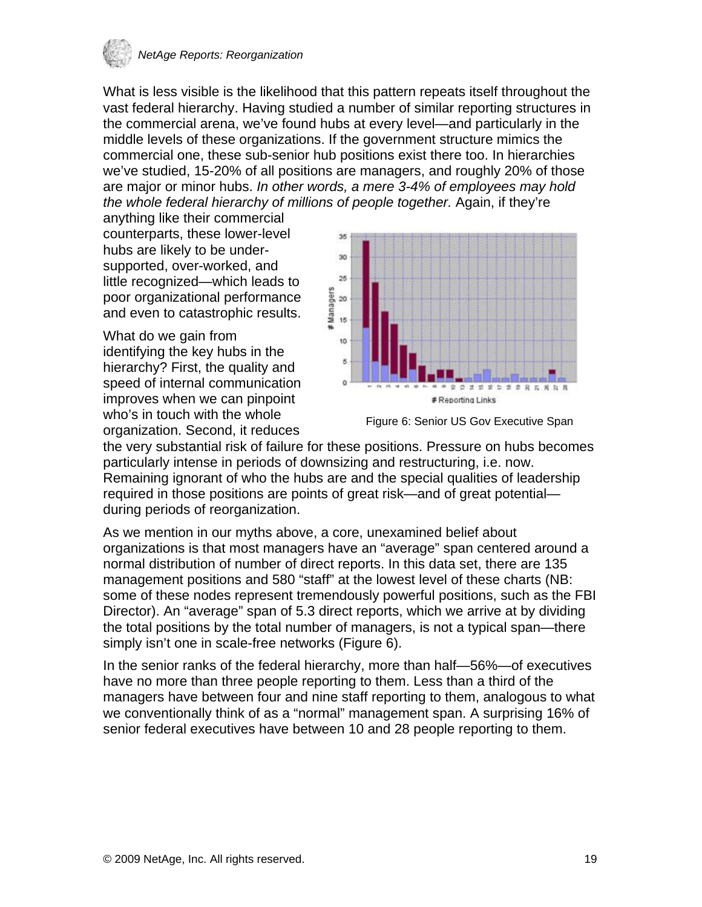What is less visible is the likelihood that this pattern repeats itself throughout the vast federal hierarchy. Having studied a number of similar reporting structures in the commercial arena, we've found hubs at every level—and particularly in the middle levels of these organizations. If the government structure mimics the commercial one, these sub-senior hub positions exist there too. In hierarchies we've studied, 15-20% of all positions are managers, and roughly 20% of those are major or minor hubs. *In other words, a mere 3-4% of employees may hold the whole federal hierarchy of millions of people together.* Again, if they're anything like their commercial counterparts, these lower-level hubs are likely to be under-supported, over-worked, and little recognized—which leads to poor organizational performance and even to catastrophic results.

What do we gain from identifying the key hubs in the hierarchy? First, the quality and speed of internal communication improves when we can pinpoint who's in touch with the whole organization. Second, it reduces the very substantial risk of failure for these positions. Pressure on hubs becomes particularly intense in periods of downsizing and restructuring, i.e. now. Remaining ignorant of who the hubs are and the special qualities of leadership required in those positions are points of great risk—and of great potential—during periods of reorganization.

Figure 6: Senior US Gov Executive Span

As we mention in our myths above, a core, unexamined belief about organizations is that most managers have an "average" span centered around a normal distribution of number of direct reports. In this data set, there are 135 management positions and 580 "staff" at the lowest level of these charts (NB: some of these nodes represent tremendously powerful positions, such as the FBI Director). An "average" span of 5.3 direct reports, which we arrive at by dividing the total positions by the total number of managers, is not a typical span—there simply isn't one in scale-free networks (Figure 6).

In the senior ranks of the federal hierarchy, more than half—56%—of executives have no more than three people reporting to them. Less than a third of the managers have between four and nine staff reporting to them, analogous to what we conventionally think of as a "normal" management span. A surprising 16% of senior federal executives have between 10 and 28 people reporting to them.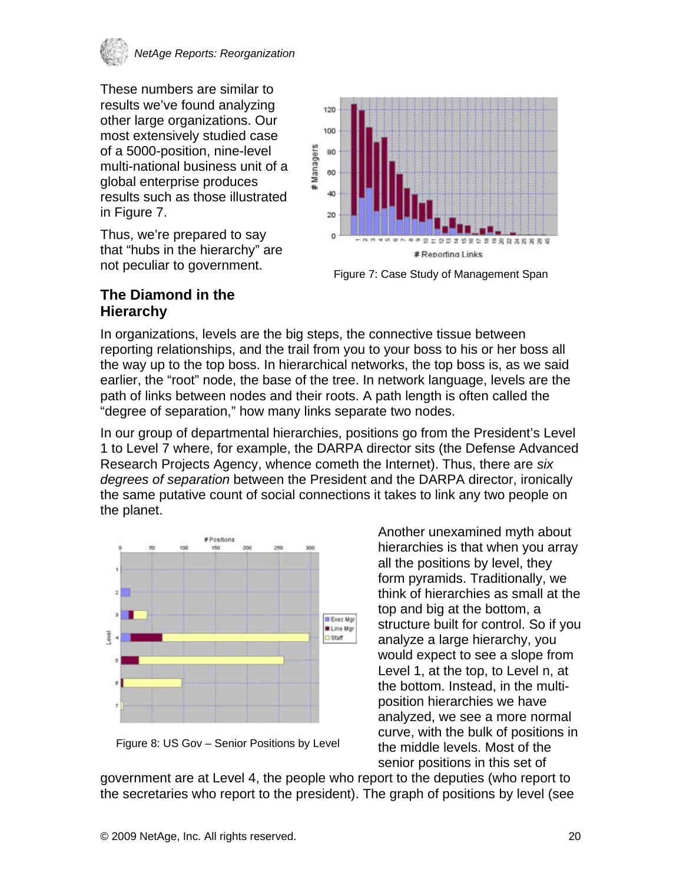These numbers are similar to results we've found analyzing other large organizations. Our most extensively studied case of a 5000-position, nine-level multi-national business unit of a global enterprise produces results such as those illustrated in Figure 7.

Thus, we're prepared to say that "hubs in the hierarchy" are not peculiar to government.

Figure 7: Case Study of Management Span

## The Diamond in the Hierarchy

In organizations, levels are the big steps, the connective tissue between reporting relationships, and the trail from you to your boss to his or her boss all the way up to the top boss. In hierarchical networks, the top boss is, as we said earlier, the "root" node, the base of the tree. In network language, levels are the path of links between nodes and their roots. A path length is often called the "degree of separation," how many links separate two nodes.

In our group of departmental hierarchies, positions go from the President's Level 1 to Level 7 where, for example, the DARPA director sits (the Defense Advanced Research Projects Agency, whence cometh the Internet). Thus, there are *six degrees of separation* between the President and the DARPA director, ironically the same putative count of social connections it takes to link any two people on the planet.

Figure 8: US Gov – Senior Positions by Level

Another unexamined myth about hierarchies is that when you array all the positions by level, they form pyramids. Traditionally, we think of hierarchies as small at the top and big at the bottom, a structure built for control. So if you analyze a large hierarchy, you would expect to see a slope from Level 1, at the top, to Level n, at the bottom. Instead, in the multi-position hierarchies we have analyzed, we see a more normal curve, with the bulk of positions in the middle levels. Most of the senior positions in this set of government are at Level 4, the people who report to the deputies (who report to the secretaries who report to the president). The graph of positions by level (see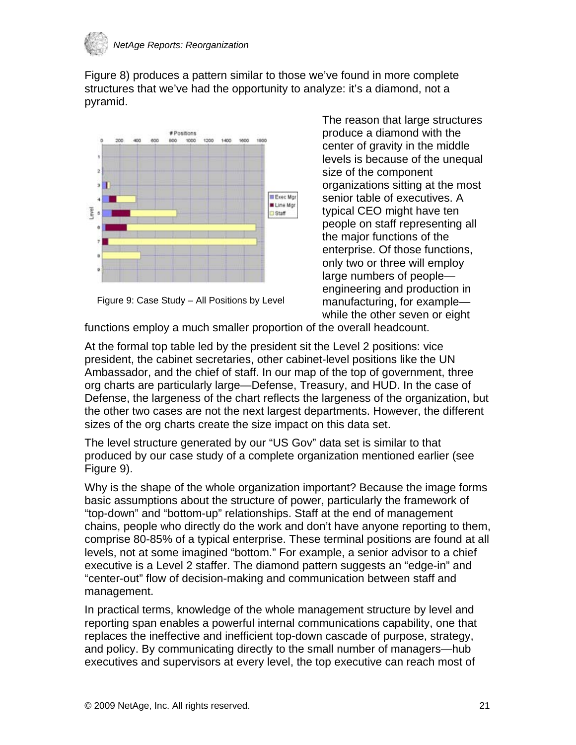Figure 8) produces a pattern similar to those we've found in more complete structures that we've had the opportunity to analyze: it's a diamond, not a pyramid.

Figure 9: Case Study – All Positions by Level

The reason that large structures produce a diamond with the center of gravity in the middle levels is because of the unequal size of the component organizations sitting at the most senior table of executives. A typical CEO might have ten people on staff representing all the major functions of the enterprise. Of those functions, only two or three will employ large numbers of people—engineering and production in manufacturing, for example—while the other seven or eight functions employ a much smaller proportion of the overall headcount.

At the formal top table led by the president sit the Level 2 positions: vice president, the cabinet secretaries, other cabinet-level positions like the UN Ambassador, and the chief of staff. In our map of the top of government, three org charts are particularly large—Defense, Treasury, and HUD. In the case of Defense, the largeness of the chart reflects the largeness of the organization, but the other two cases are not the next largest departments. However, the different sizes of the org charts create the size impact on this data set.

The level structure generated by our "US Gov" data set is similar to that produced by our case study of a complete organization mentioned earlier (see Figure 9).

Why is the shape of the whole organization important? Because the image forms basic assumptions about the structure of power, particularly the framework of "top-down" and "bottom-up" relationships. Staff at the end of management chains, people who directly do the work and don't have anyone reporting to them, comprise 80-85% of a typical enterprise. These terminal positions are found at all levels, not at some imagined "bottom." For example, a senior advisor to a chief executive is a Level 2 staffer. The diamond pattern suggests an "edge-in" and "center-out" flow of decision-making and communication between staff and management.

In practical terms, knowledge of the whole management structure by level and reporting span enables a powerful internal communications capability, one that replaces the ineffective and inefficient top-down cascade of purpose, strategy, and policy. By communicating directly to the small number of managers—hub executives and supervisors at every level, the top executive can reach most of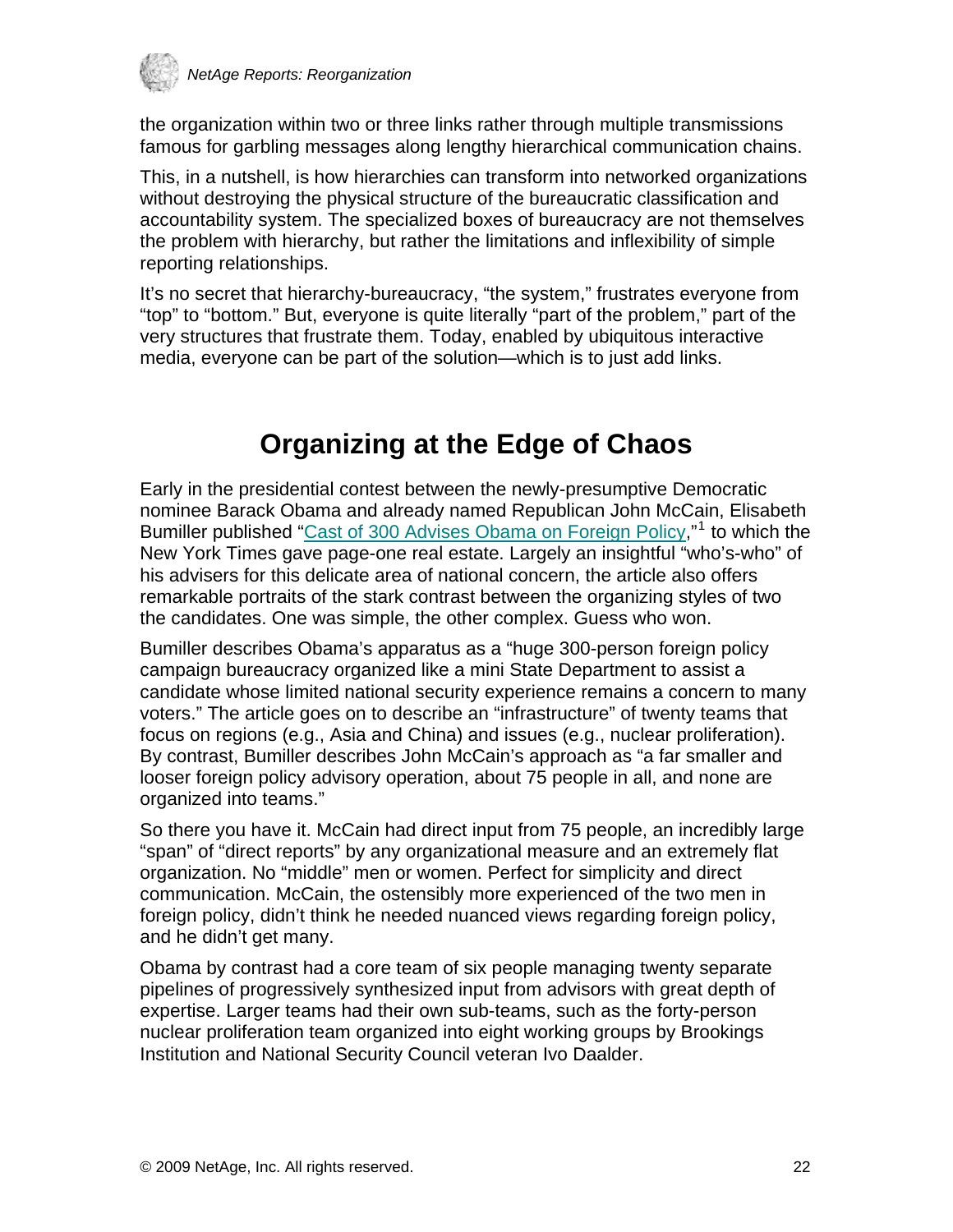the organization within two or three links rather through multiple transmissions famous for garbling messages along lengthy hierarchical communication chains.

This, in a nutshell, is how hierarchies can transform into networked organizations without destroying the physical structure of the bureaucratic classification and accountability system. The specialized boxes of bureaucracy are not themselves the problem with hierarchy, but rather the limitations and inflexibility of simple reporting relationships.

It's no secret that hierarchy-bureaucracy, "the system," frustrates everyone from "top" to "bottom." But, everyone is quite literally "part of the problem," part of the very structures that frustrate them. Today, enabled by ubiquitous interactive media, everyone can be part of the solution—which is to just add links.

## Organizing at the Edge of Chaos

Early in the presidential contest between the newly-presumptive Democratic nominee Barack Obama and already named Republican John McCain, Elisabeth Bumiller published "Cast of 300 Advises Obama on Foreign Policy,"[1] to which the New York Times gave page-one real estate. Largely an insightful "who's-who" of his advisers for this delicate area of national concern, the article also offers remarkable portraits of the stark contrast between the organizing styles of two the candidates. One was simple, the other complex. Guess who won.

Bumiller describes Obama's apparatus as a "huge 300-person foreign policy campaign bureaucracy organized like a mini State Department to assist a candidate whose limited national security experience remains a concern to many voters." The article goes on to describe an "infrastructure" of twenty teams that focus on regions (e.g., Asia and China) and issues (e.g., nuclear proliferation). By contrast, Bumiller describes John McCain's approach as "a far smaller and looser foreign policy advisory operation, about 75 people in all, and none are organized into teams."

So there you have it. McCain had direct input from 75 people, an incredibly large "span" of "direct reports" by any organizational measure and an extremely flat organization. No "middle" men or women. Perfect for simplicity and direct communication. McCain, the ostensibly more experienced of the two men in foreign policy, didn't think he needed nuanced views regarding foreign policy, and he didn't get many.

Obama by contrast had a core team of six people managing twenty separate pipelines of progressively synthesized input from advisors with great depth of expertise. Larger teams had their own sub-teams, such as the forty-person nuclear proliferation team organized into eight working groups by Brookings Institution and National Security Council veteran Ivo Daalder.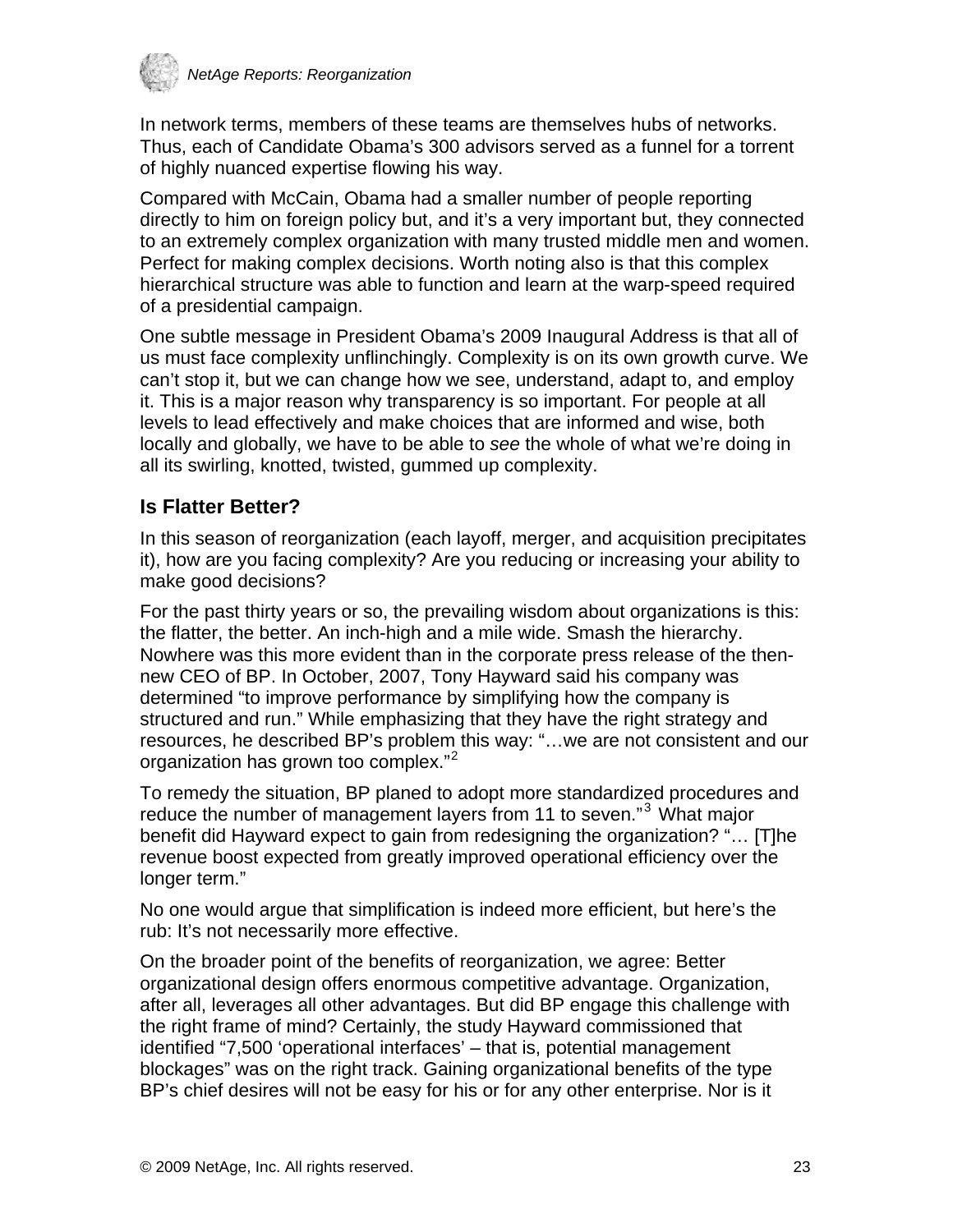In network terms, members of these teams are themselves hubs of networks. Thus, each of Candidate Obama's 300 advisors served as a funnel for a torrent of highly nuanced expertise flowing his way.

Compared with McCain, Obama had a smaller number of people reporting directly to him on foreign policy but, and it's a very important but, they connected to an extremely complex organization with many trusted middle men and women. Perfect for making complex decisions. Worth noting also is that this complex hierarchical structure was able to function and learn at the warp-speed required of a presidential campaign.

One subtle message in President Obama's 2009 Inaugural Address is that all of us must face complexity unflinchingly. Complexity is on its own growth curve. We can't stop it, but we can change how we see, understand, adapt to, and employ it. This is a major reason why transparency is so important. For people at all levels to lead effectively and make choices that are informed and wise, both locally and globally, we have to be able to *see* the whole of what we're doing in all its swirling, knotted, twisted, gummed up complexity.

### Is Flatter Better?

In this season of reorganization (each layoff, merger, and acquisition precipitates it), how are you facing complexity? Are you reducing or increasing your ability to make good decisions?

For the past thirty years or so, the prevailing wisdom about organizations is this: the flatter, the better. An inch-high and a mile wide. Smash the hierarchy. Nowhere was this more evident than in the corporate press release of the then-new CEO of BP. In October, 2007, Tony Hayward said his company was determined "to improve performance by simplifying how the company is structured and run." While emphasizing that they have the right strategy and resources, he described BP's problem this way: "…we are not consistent and our organization has grown too complex."[2]

To remedy the situation, BP planed to adopt more standardized procedures and reduce the number of management layers from 11 to seven."[3] What major benefit did Hayward expect to gain from redesigning the organization? "… [T]he revenue boost expected from greatly improved operational efficiency over the longer term."

No one would argue that simplification is indeed more efficient, but here's the rub: It's not necessarily more effective.

On the broader point of the benefits of reorganization, we agree: Better organizational design offers enormous competitive advantage. Organization, after all, leverages all other advantages. But did BP engage this challenge with the right frame of mind? Certainly, the study Hayward commissioned that identified "7,500 'operational interfaces' – that is, potential management blockages" was on the right track. Gaining organizational benefits of the type BP's chief desires will not be easy for his or for any other enterprise. Nor is it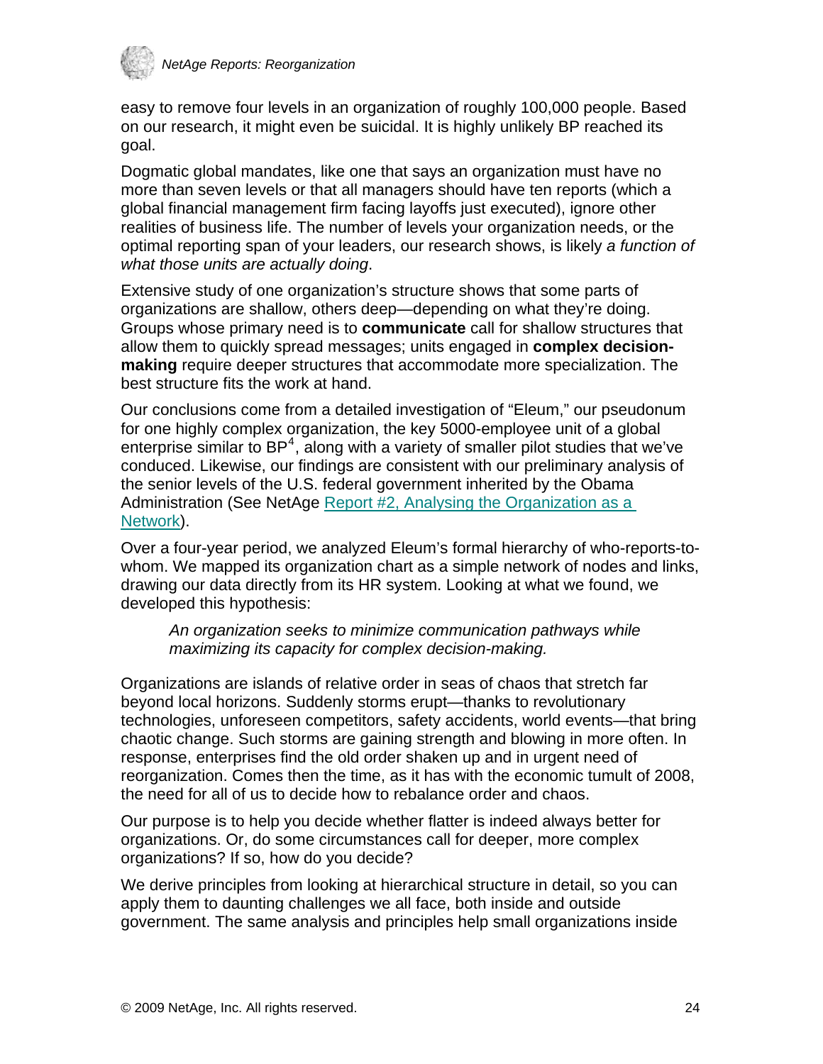easy to remove four levels in an organization of roughly 100,000 people. Based on our research, it might even be suicidal. It is highly unlikely BP reached its goal.

Dogmatic global mandates, like one that says an organization must have no more than seven levels or that all managers should have ten reports (which a global financial management firm facing layoffs just executed), ignore other realities of business life. The number of levels your organization needs, or the optimal reporting span of your leaders, our research shows, is likely *a function of what those units are actually doing*.

Extensive study of one organization's structure shows that some parts of organizations are shallow, others deep—depending on what they're doing. Groups whose primary need is to **communicate** call for shallow structures that allow them to quickly spread messages; units engaged in **complex decision-making** require deeper structures that accommodate more specialization. The best structure fits the work at hand.

Our conclusions come from a detailed investigation of "Eleum," our pseudonum for one highly complex organization, the key 5000-employee unit of a global enterprise similar to BP[4], along with a variety of smaller pilot studies that we've conduced. Likewise, our findings are consistent with our preliminary analysis of the senior levels of the U.S. federal government inherited by the Obama Administration (See NetAge Report #2, Analysing the Organization as a Network).

Over a four-year period, we analyzed Eleum's formal hierarchy of who-reports-to-whom. We mapped its organization chart as a simple network of nodes and links, drawing our data directly from its HR system. Looking at what we found, we developed this hypothesis:

> *An organization seeks to minimize communication pathways while maximizing its capacity for complex decision-making.*

Organizations are islands of relative order in seas of chaos that stretch far beyond local horizons. Suddenly storms erupt—thanks to revolutionary technologies, unforeseen competitors, safety accidents, world events—that bring chaotic change. Such storms are gaining strength and blowing in more often. In response, enterprises find the old order shaken up and in urgent need of reorganization. Comes then the time, as it has with the economic tumult of 2008, the need for all of us to decide how to rebalance order and chaos.

Our purpose is to help you decide whether flatter is indeed always better for organizations. Or, do some circumstances call for deeper, more complex organizations? If so, how do you decide?

We derive principles from looking at hierarchical structure in detail, so you can apply them to daunting challenges we all face, both inside and outside government. The same analysis and principles help small organizations inside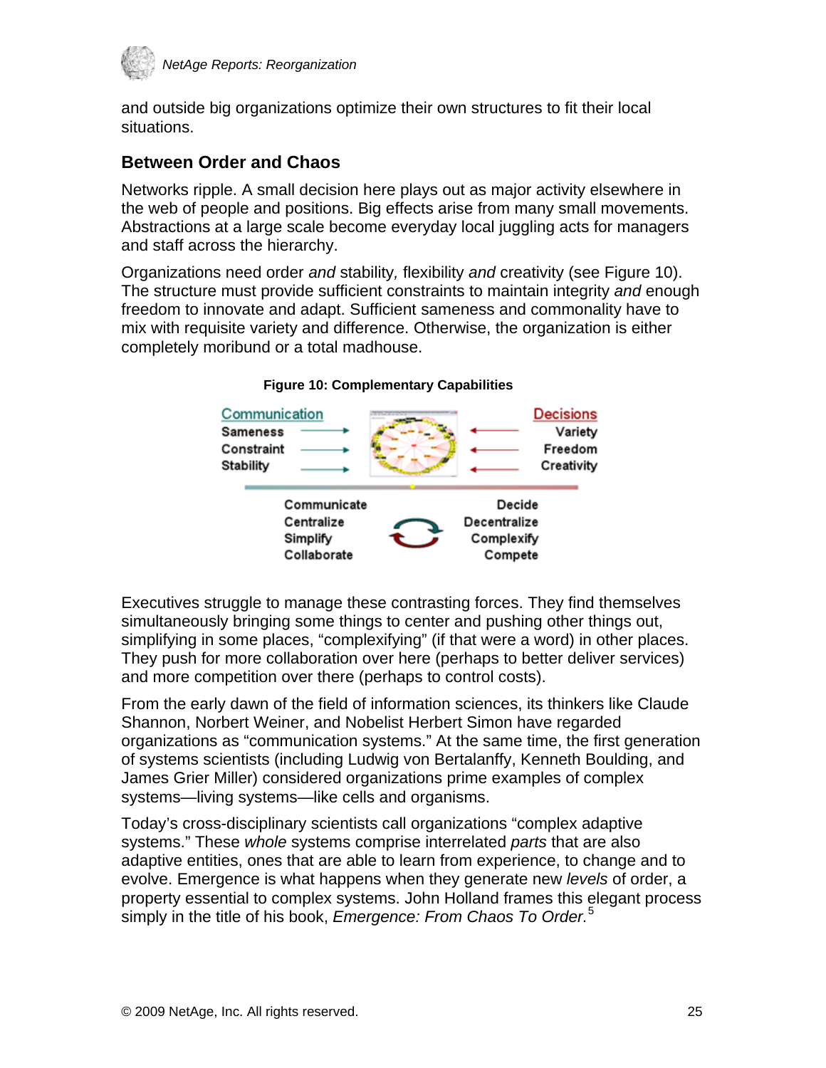and outside big organizations optimize their own structures to fit their local situations.

## Between Order and Chaos

Networks ripple. A small decision here plays out as major activity elsewhere in the web of people and positions. Big effects arise from many small movements. Abstractions at a large scale become everyday local juggling acts for managers and staff across the hierarchy.

Organizations need order *and* stability*,* flexibility *and* creativity (see Figure 10). The structure must provide sufficient constraints to maintain integrity *and* enough freedom to innovate and adapt. Sufficient sameness and commonality have to mix with requisite variety and difference. Otherwise, the organization is either completely moribund or a total madhouse.

**Figure 10: Complementary Capabilities**

| Communication | Decisions |
| --- | --- |
| Sameness | Variety |
| Constraint | Freedom |
| Stability | Creativity |

| | |
| --- | --- |
| Communicate | Decide |
| Centralize | Decentralize |
| Simplify | Complexify |
| Collaborate | Compete |

Executives struggle to manage these contrasting forces. They find themselves simultaneously bringing some things to center and pushing other things out, simplifying in some places, "complexifying" (if that were a word) in other places. They push for more collaboration over here (perhaps to better deliver services) and more competition over there (perhaps to control costs).

From the early dawn of the field of information sciences, its thinkers like Claude Shannon, Norbert Weiner, and Nobelist Herbert Simon have regarded organizations as "communication systems." At the same time, the first generation of systems scientists (including Ludwig von Bertalanffy, Kenneth Boulding, and James Grier Miller) considered organizations prime examples of complex systems—living systems—like cells and organisms.

Today's cross-disciplinary scientists call organizations "complex adaptive systems." These *whole* systems comprise interrelated *parts* that are also adaptive entities, ones that are able to learn from experience, to change and to evolve. Emergence is what happens when they generate new *levels* of order, a property essential to complex systems. John Holland frames this elegant process simply in the title of his book, *Emergence: From Chaos To Order.*[5]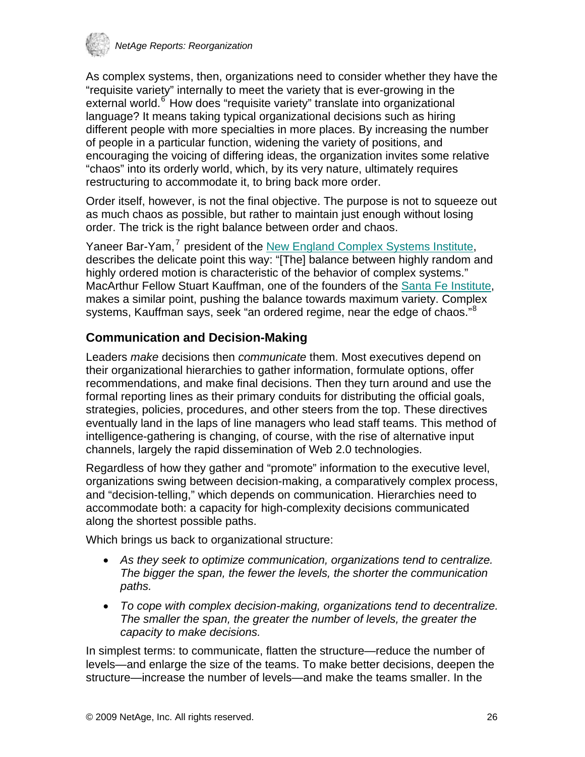As complex systems, then, organizations need to consider whether they have the "requisite variety" internally to meet the variety that is ever-growing in the external world.[6] How does "requisite variety" translate into organizational language? It means taking typical organizational decisions such as hiring different people with more specialties in more places. By increasing the number of people in a particular function, widening the variety of positions, and encouraging the voicing of differing ideas, the organization invites some relative "chaos" into its orderly world, which, by its very nature, ultimately requires restructuring to accommodate it, to bring back more order.

Order itself, however, is not the final objective. The purpose is not to squeeze out as much chaos as possible, but rather to maintain just enough without losing order. The trick is the right balance between order and chaos.

Yaneer Bar-Yam,[7] president of the New England Complex Systems Institute, describes the delicate point this way: "[The] balance between highly random and highly ordered motion is characteristic of the behavior of complex systems." MacArthur Fellow Stuart Kauffman, one of the founders of the Santa Fe Institute, makes a similar point, pushing the balance towards maximum variety. Complex systems, Kauffman says, seek "an ordered regime, near the edge of chaos."[8]

### Communication and Decision-Making

Leaders *make* decisions then *communicate* them. Most executives depend on their organizational hierarchies to gather information, formulate options, offer recommendations, and make final decisions. Then they turn around and use the formal reporting lines as their primary conduits for distributing the official goals, strategies, policies, procedures, and other steers from the top. These directives eventually land in the laps of line managers who lead staff teams. This method of intelligence-gathering is changing, of course, with the rise of alternative input channels, largely the rapid dissemination of Web 2.0 technologies.

Regardless of how they gather and "promote" information to the executive level, organizations swing between decision-making, a comparatively complex process, and "decision-telling," which depends on communication. Hierarchies need to accommodate both: a capacity for high-complexity decisions communicated along the shortest possible paths.

Which brings us back to organizational structure:

- *As they seek to optimize communication, organizations tend to centralize. The bigger the span, the fewer the levels, the shorter the communication paths.*
- *To cope with complex decision-making, organizations tend to decentralize. The smaller the span, the greater the number of levels, the greater the capacity to make decisions.*

In simplest terms: to communicate, flatten the structure—reduce the number of levels—and enlarge the size of the teams. To make better decisions, deepen the structure—increase the number of levels—and make the teams smaller. In the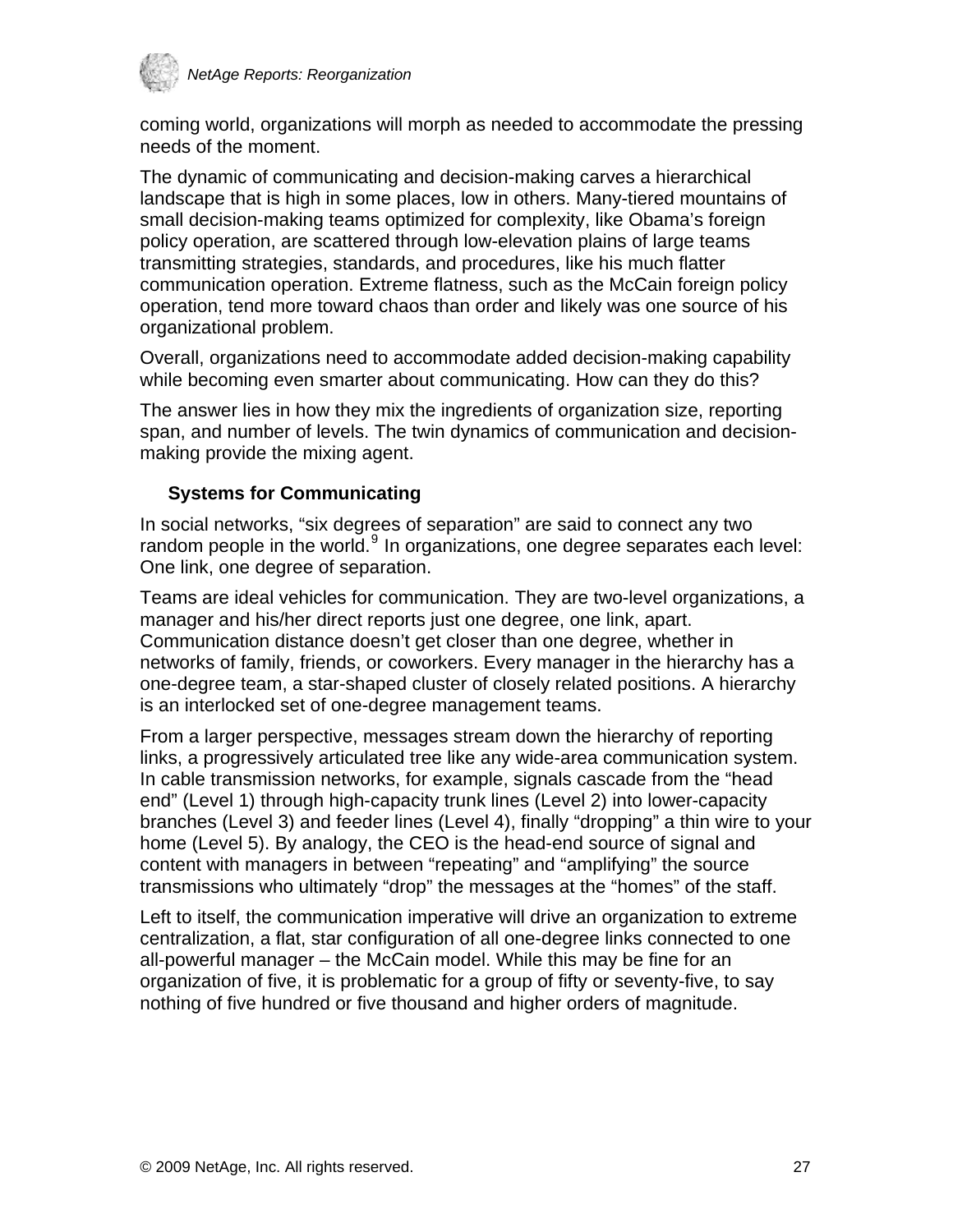coming world, organizations will morph as needed to accommodate the pressing needs of the moment.

The dynamic of communicating and decision-making carves a hierarchical landscape that is high in some places, low in others. Many-tiered mountains of small decision-making teams optimized for complexity, like Obama's foreign policy operation, are scattered through low-elevation plains of large teams transmitting strategies, standards, and procedures, like his much flatter communication operation. Extreme flatness, such as the McCain foreign policy operation, tend more toward chaos than order and likely was one source of his organizational problem.

Overall, organizations need to accommodate added decision-making capability while becoming even smarter about communicating. How can they do this?

The answer lies in how they mix the ingredients of organization size, reporting span, and number of levels. The twin dynamics of communication and decision-making provide the mixing agent.

### Systems for Communicating

In social networks, "six degrees of separation" are said to connect any two random people in the world.[9] In organizations, one degree separates each level: One link, one degree of separation.

Teams are ideal vehicles for communication. They are two-level organizations, a manager and his/her direct reports just one degree, one link, apart. Communication distance doesn't get closer than one degree, whether in networks of family, friends, or coworkers. Every manager in the hierarchy has a one-degree team, a star-shaped cluster of closely related positions. A hierarchy is an interlocked set of one-degree management teams.

From a larger perspective, messages stream down the hierarchy of reporting links, a progressively articulated tree like any wide-area communication system. In cable transmission networks, for example, signals cascade from the "head end" (Level 1) through high-capacity trunk lines (Level 2) into lower-capacity branches (Level 3) and feeder lines (Level 4), finally "dropping" a thin wire to your home (Level 5). By analogy, the CEO is the head-end source of signal and content with managers in between "repeating" and "amplifying" the source transmissions who ultimately "drop" the messages at the "homes" of the staff.

Left to itself, the communication imperative will drive an organization to extreme centralization, a flat, star configuration of all one-degree links connected to one all-powerful manager – the McCain model. While this may be fine for an organization of five, it is problematic for a group of fifty or seventy-five, to say nothing of five hundred or five thousand and higher orders of magnitude.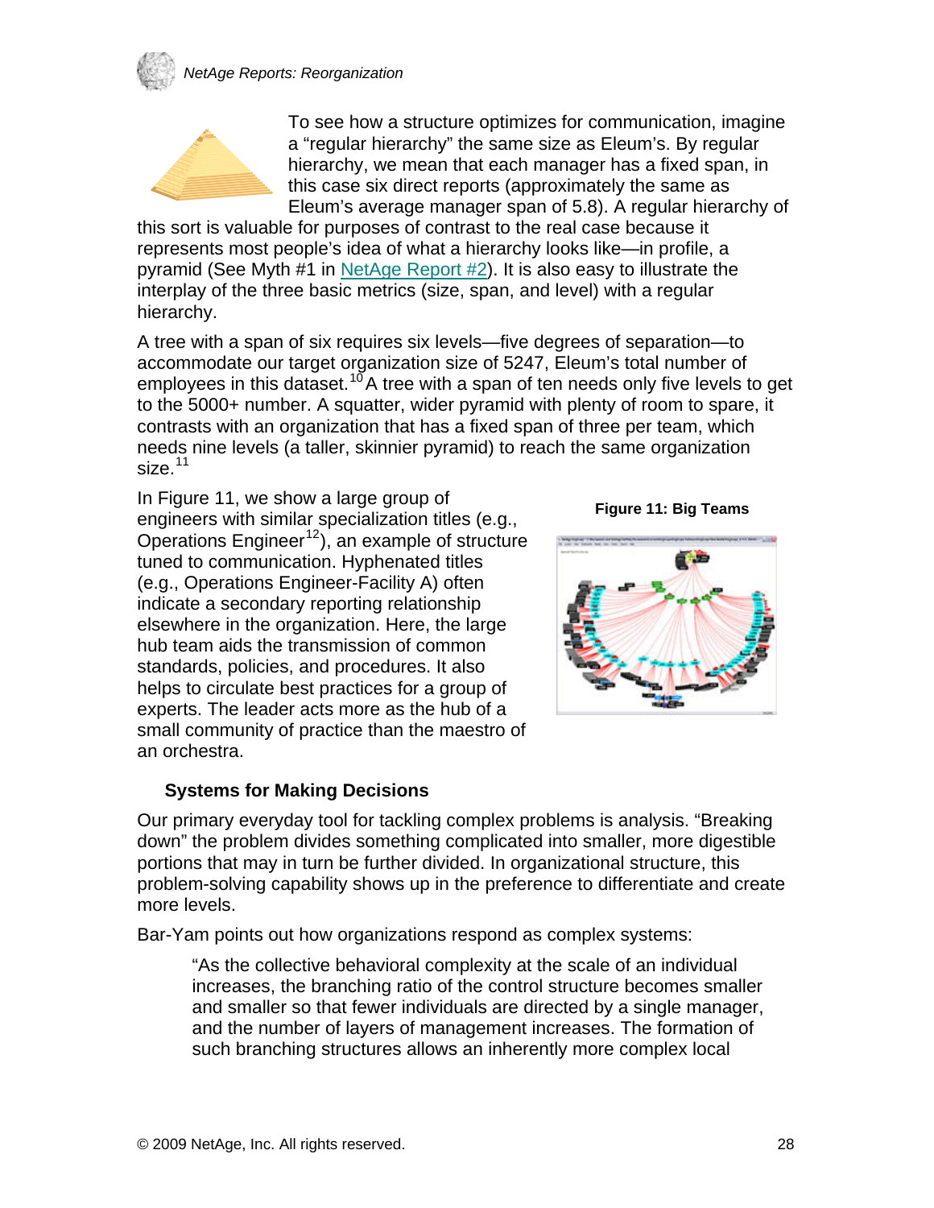To see how a structure optimizes for communication, imagine a "regular hierarchy" the same size as Eleum's. By regular hierarchy, we mean that each manager has a fixed span, in this case six direct reports (approximately the same as Eleum's average manager span of 5.8). A regular hierarchy of this sort is valuable for purposes of contrast to the real case because it represents most people's idea of what a hierarchy looks like—in profile, a pyramid (See Myth #1 in NetAge Report #2). It is also easy to illustrate the interplay of the three basic metrics (size, span, and level) with a regular hierarchy.

A tree with a span of six requires six levels—five degrees of separation—to accommodate our target organization size of 5247, Eleum's total number of employees in this dataset.[10] A tree with a span of ten needs only five levels to get to the 5000+ number. A squatter, wider pyramid with plenty of room to spare, it contrasts with an organization that has a fixed span of three per team, which needs nine levels (a taller, skinnier pyramid) to reach the same organization size.[11]

In Figure 11, we show a large group of engineers with similar specialization titles (e.g., Operations Engineer[12]), an example of structure tuned to communication. Hyphenated titles (e.g., Operations Engineer-Facility A) often indicate a secondary reporting relationship elsewhere in the organization. Here, the large hub team aids the transmission of common standards, policies, and procedures. It also helps to circulate best practices for a group of experts. The leader acts more as the hub of a small community of practice than the maestro of an orchestra.

**Figure 11: Big Teams**

### Systems for Making Decisions

Our primary everyday tool for tackling complex problems is analysis. "Breaking down" the problem divides something complicated into smaller, more digestible portions that may in turn be further divided. In organizational structure, this problem-solving capability shows up in the preference to differentiate and create more levels.

Bar-Yam points out how organizations respond as complex systems:

> "As the collective behavioral complexity at the scale of an individual increases, the branching ratio of the control structure becomes smaller and smaller so that fewer individuals are directed by a single manager, and the number of layers of management increases. The formation of such branching structures allows an inherently more complex local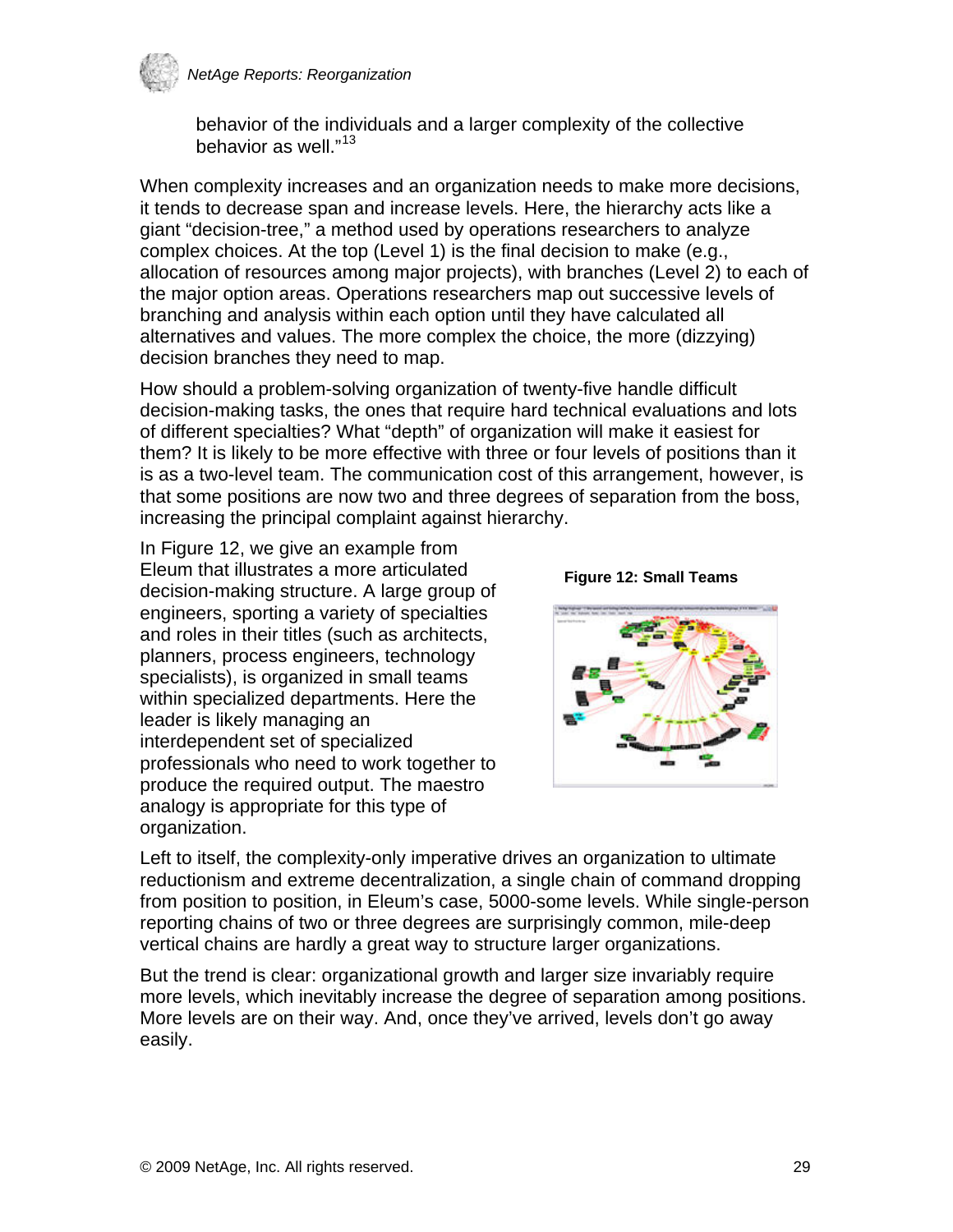behavior of the individuals and a larger complexity of the collective behavior as well."[13]

When complexity increases and an organization needs to make more decisions, it tends to decrease span and increase levels. Here, the hierarchy acts like a giant "decision-tree," a method used by operations researchers to analyze complex choices. At the top (Level 1) is the final decision to make (e.g., allocation of resources among major projects), with branches (Level 2) to each of the major option areas. Operations researchers map out successive levels of branching and analysis within each option until they have calculated all alternatives and values. The more complex the choice, the more (dizzying) decision branches they need to map.

How should a problem-solving organization of twenty-five handle difficult decision-making tasks, the ones that require hard technical evaluations and lots of different specialties? What "depth" of organization will make it easiest for them? It is likely to be more effective with three or four levels of positions than it is as a two-level team. The communication cost of this arrangement, however, is that some positions are now two and three degrees of separation from the boss, increasing the principal complaint against hierarchy.

In Figure 12, we give an example from Eleum that illustrates a more articulated decision-making structure. A large group of engineers, sporting a variety of specialties and roles in their titles (such as architects, planners, process engineers, technology specialists), is organized in small teams within specialized departments. Here the leader is likely managing an interdependent set of specialized professionals who need to work together to produce the required output. The maestro analogy is appropriate for this type of organization.

**Figure 12: Small Teams**

Left to itself, the complexity-only imperative drives an organization to ultimate reductionism and extreme decentralization, a single chain of command dropping from position to position, in Eleum's case, 5000-some levels. While single-person reporting chains of two or three degrees are surprisingly common, mile-deep vertical chains are hardly a great way to structure larger organizations.

But the trend is clear: organizational growth and larger size invariably require more levels, which inevitably increase the degree of separation among positions. More levels are on their way. And, once they've arrived, levels don't go away easily.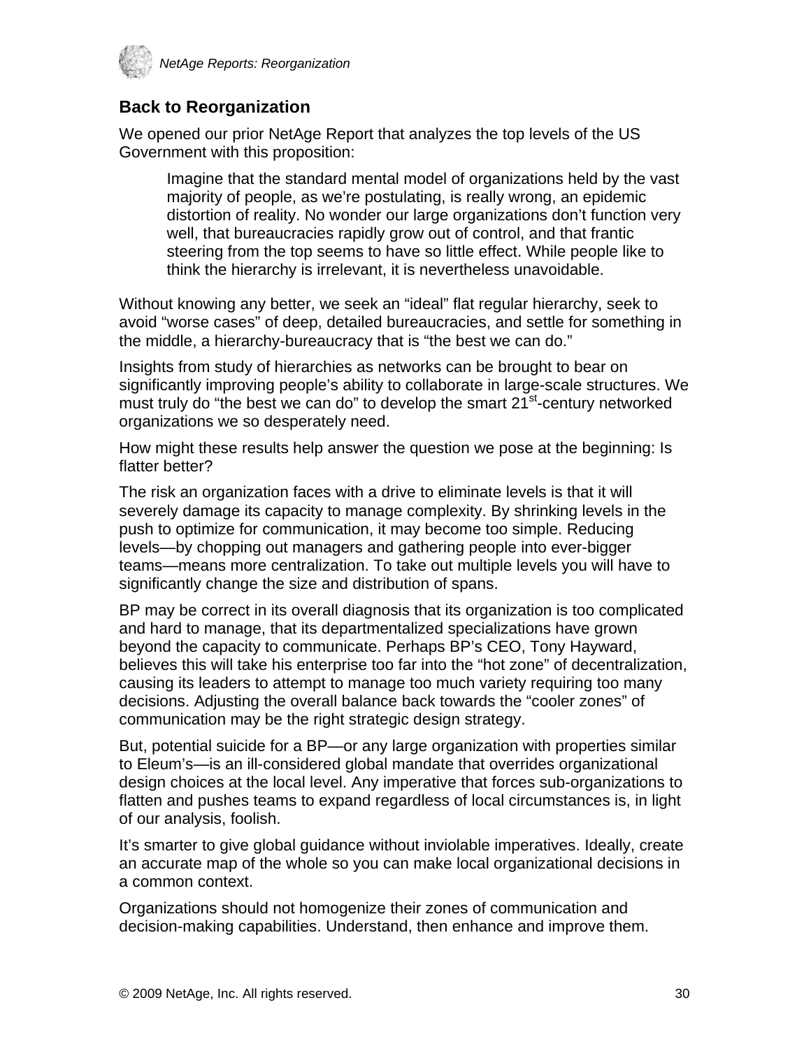## Back to Reorganization

We opened our prior NetAge Report that analyzes the top levels of the US Government with this proposition:

> Imagine that the standard mental model of organizations held by the vast majority of people, as we're postulating, is really wrong, an epidemic distortion of reality. No wonder our large organizations don't function very well, that bureaucracies rapidly grow out of control, and that frantic steering from the top seems to have so little effect. While people like to think the hierarchy is irrelevant, it is nevertheless unavoidable.

Without knowing any better, we seek an "ideal" flat regular hierarchy, seek to avoid "worse cases" of deep, detailed bureaucracies, and settle for something in the middle, a hierarchy-bureaucracy that is "the best we can do."

Insights from study of hierarchies as networks can be brought to bear on significantly improving people's ability to collaborate in large-scale structures. We must truly do "the best we can do" to develop the smart 21st-century networked organizations we so desperately need.

How might these results help answer the question we pose at the beginning: Is flatter better?

The risk an organization faces with a drive to eliminate levels is that it will severely damage its capacity to manage complexity. By shrinking levels in the push to optimize for communication, it may become too simple. Reducing levels—by chopping out managers and gathering people into ever-bigger teams—means more centralization. To take out multiple levels you will have to significantly change the size and distribution of spans.

BP may be correct in its overall diagnosis that its organization is too complicated and hard to manage, that its departmentalized specializations have grown beyond the capacity to communicate. Perhaps BP's CEO, Tony Hayward, believes this will take his enterprise too far into the "hot zone" of decentralization, causing its leaders to attempt to manage too much variety requiring too many decisions. Adjusting the overall balance back towards the "cooler zones" of communication may be the right strategic design strategy.

But, potential suicide for a BP—or any large organization with properties similar to Eleum's—is an ill-considered global mandate that overrides organizational design choices at the local level. Any imperative that forces sub-organizations to flatten and pushes teams to expand regardless of local circumstances is, in light of our analysis, foolish.

It's smarter to give global guidance without inviolable imperatives. Ideally, create an accurate map of the whole so you can make local organizational decisions in a common context.

Organizations should not homogenize their zones of communication and decision-making capabilities. Understand, then enhance and improve them.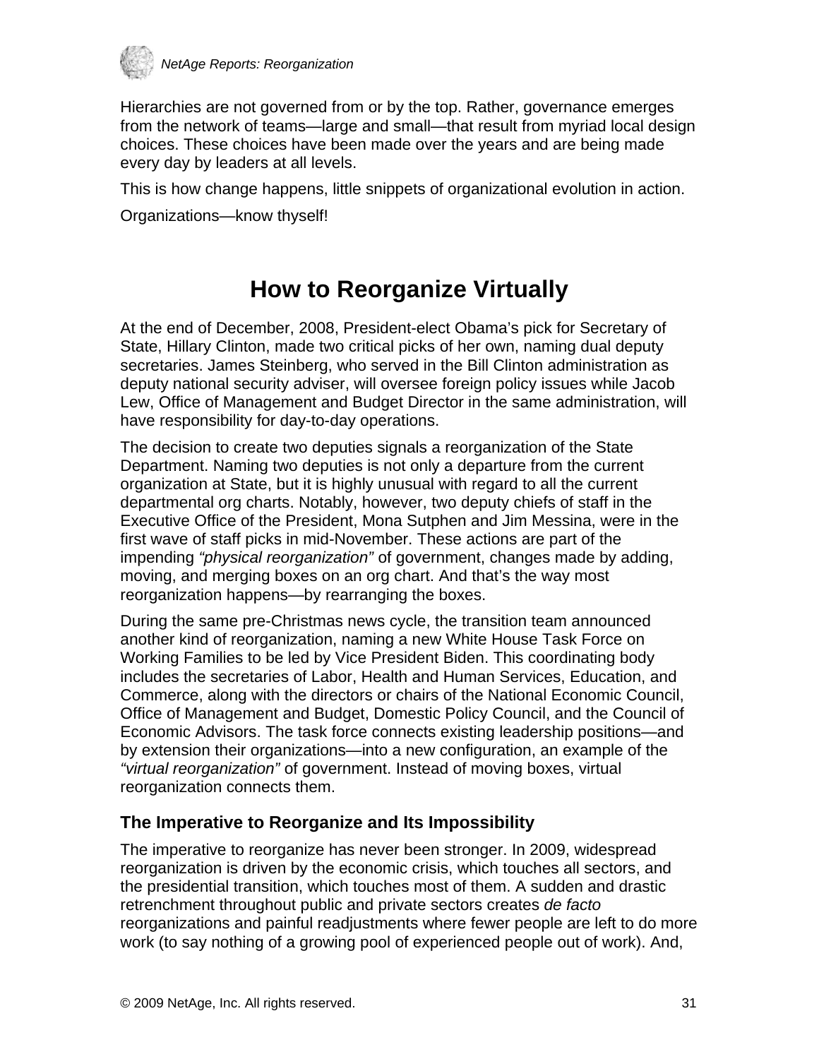Hierarchies are not governed from or by the top. Rather, governance emerges from the network of teams—large and small—that result from myriad local design choices. These choices have been made over the years and are being made every day by leaders at all levels.

This is how change happens, little snippets of organizational evolution in action.

Organizations—know thyself!

# How to Reorganize Virtually

At the end of December, 2008, President-elect Obama's pick for Secretary of State, Hillary Clinton, made two critical picks of her own, naming dual deputy secretaries. James Steinberg, who served in the Bill Clinton administration as deputy national security adviser, will oversee foreign policy issues while Jacob Lew, Office of Management and Budget Director in the same administration, will have responsibility for day-to-day operations.

The decision to create two deputies signals a reorganization of the State Department. Naming two deputies is not only a departure from the current organization at State, but it is highly unusual with regard to all the current departmental org charts. Notably, however, two deputy chiefs of staff in the Executive Office of the President, Mona Sutphen and Jim Messina, were in the first wave of staff picks in mid-November. These actions are part of the impending *"physical reorganization"* of government, changes made by adding, moving, and merging boxes on an org chart. And that's the way most reorganization happens—by rearranging the boxes.

During the same pre-Christmas news cycle, the transition team announced another kind of reorganization, naming a new White House Task Force on Working Families to be led by Vice President Biden. This coordinating body includes the secretaries of Labor, Health and Human Services, Education, and Commerce, along with the directors or chairs of the National Economic Council, Office of Management and Budget, Domestic Policy Council, and the Council of Economic Advisors. The task force connects existing leadership positions—and by extension their organizations—into a new configuration, an example of the *"virtual reorganization"* of government. Instead of moving boxes, virtual reorganization connects them.

## The Imperative to Reorganize and Its Impossibility

The imperative to reorganize has never been stronger. In 2009, widespread reorganization is driven by the economic crisis, which touches all sectors, and the presidential transition, which touches most of them. A sudden and drastic retrenchment throughout public and private sectors creates *de facto* reorganizations and painful readjustments where fewer people are left to do more work (to say nothing of a growing pool of experienced people out of work). And,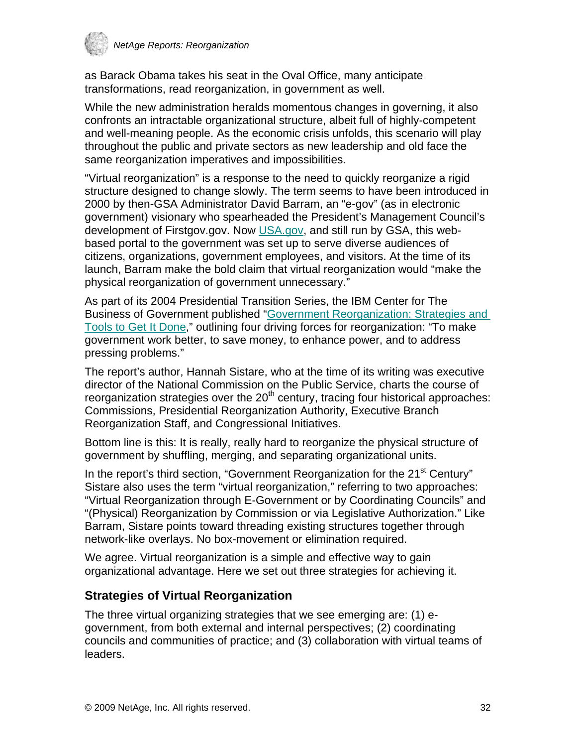as Barack Obama takes his seat in the Oval Office, many anticipate transformations, read reorganization, in government as well.

While the new administration heralds momentous changes in governing, it also confronts an intractable organizational structure, albeit full of highly-competent and well-meaning people. As the economic crisis unfolds, this scenario will play throughout the public and private sectors as new leadership and old face the same reorganization imperatives and impossibilities.

"Virtual reorganization" is a response to the need to quickly reorganize a rigid structure designed to change slowly. The term seems to have been introduced in 2000 by then-GSA Administrator David Barram, an "e-gov" (as in electronic government) visionary who spearheaded the President's Management Council's development of Firstgov.gov. Now USA.gov, and still run by GSA, this web-based portal to the government was set up to serve diverse audiences of citizens, organizations, government employees, and visitors. At the time of its launch, Barram make the bold claim that virtual reorganization would "make the physical reorganization of government unnecessary."

As part of its 2004 Presidential Transition Series, the IBM Center for The Business of Government published "Government Reorganization: Strategies and Tools to Get It Done," outlining four driving forces for reorganization: "To make government work better, to save money, to enhance power, and to address pressing problems."

The report's author, Hannah Sistare, who at the time of its writing was executive director of the National Commission on the Public Service, charts the course of reorganization strategies over the 20th century, tracing four historical approaches: Commissions, Presidential Reorganization Authority, Executive Branch Reorganization Staff, and Congressional Initiatives.

Bottom line is this: It is really, really hard to reorganize the physical structure of government by shuffling, merging, and separating organizational units.

In the report's third section, "Government Reorganization for the 21st Century" Sistare also uses the term "virtual reorganization," referring to two approaches: "Virtual Reorganization through E-Government or by Coordinating Councils" and "(Physical) Reorganization by Commission or via Legislative Authorization." Like Barram, Sistare points toward threading existing structures together through network-like overlays. No box-movement or elimination required.

We agree. Virtual reorganization is a simple and effective way to gain organizational advantage. Here we set out three strategies for achieving it.

## Strategies of Virtual Reorganization

The three virtual organizing strategies that we see emerging are: (1) e-government, from both external and internal perspectives; (2) coordinating councils and communities of practice; and (3) collaboration with virtual teams of leaders.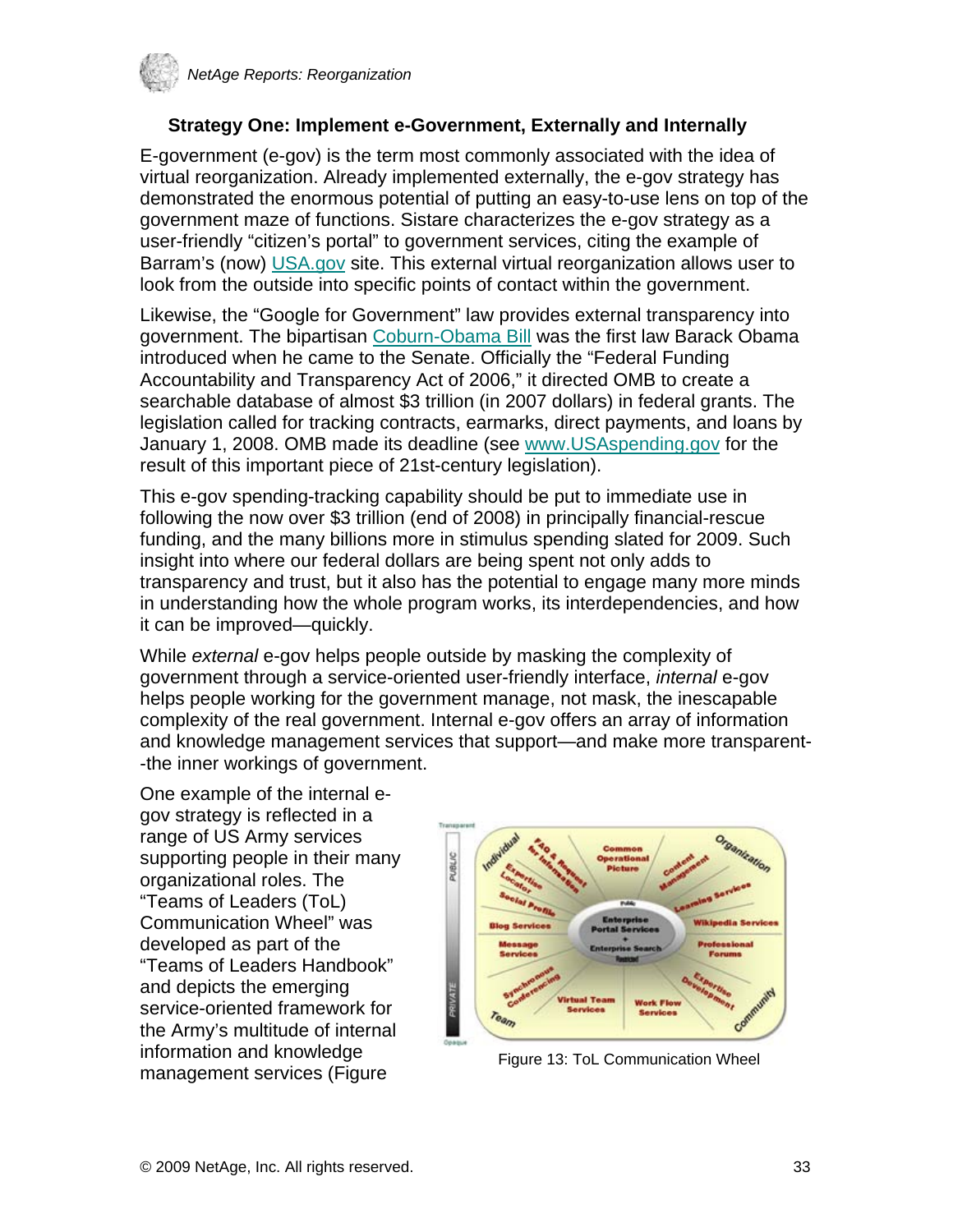### Strategy One: Implement e-Government, Externally and Internally

E-government (e-gov) is the term most commonly associated with the idea of virtual reorganization. Already implemented externally, the e-gov strategy has demonstrated the enormous potential of putting an easy-to-use lens on top of the government maze of functions. Sistare characterizes the e-gov strategy as a user-friendly "citizen's portal" to government services, citing the example of Barram's (now) USA.gov site. This external virtual reorganization allows user to look from the outside into specific points of contact within the government.

Likewise, the "Google for Government" law provides external transparency into government. The bipartisan Coburn-Obama Bill was the first law Barack Obama introduced when he came to the Senate. Officially the "Federal Funding Accountability and Transparency Act of 2006," it directed OMB to create a searchable database of almost $3 trillion (in 2007 dollars) in federal grants. The legislation called for tracking contracts, earmarks, direct payments, and loans by January 1, 2008. OMB made its deadline (see www.USAspending.gov for the result of this important piece of 21st-century legislation).

This e-gov spending-tracking capability should be put to immediate use in following the now over $3 trillion (end of 2008) in principally financial-rescue funding, and the many billions more in stimulus spending slated for 2009. Such insight into where our federal dollars are being spent not only adds to transparency and trust, but it also has the potential to engage many more minds in understanding how the whole program works, its interdependencies, and how it can be improved—quickly.

While *external* e-gov helps people outside by masking the complexity of government through a service-oriented user-friendly interface, *internal* e-gov helps people working for the government manage, not mask, the inescapable complexity of the real government. Internal e-gov offers an array of information and knowledge management services that support—and make more transparent--the inner workings of government.

One example of the internal e-gov strategy is reflected in a range of US Army services supporting people in their many organizational roles. The "Teams of Leaders (ToL) Communication Wheel" was developed as part of the "Teams of Leaders Handbook" and depicts the emerging service-oriented framework for the Army's multitude of internal information and knowledge management services (Figure

Figure 13: ToL Communication Wheel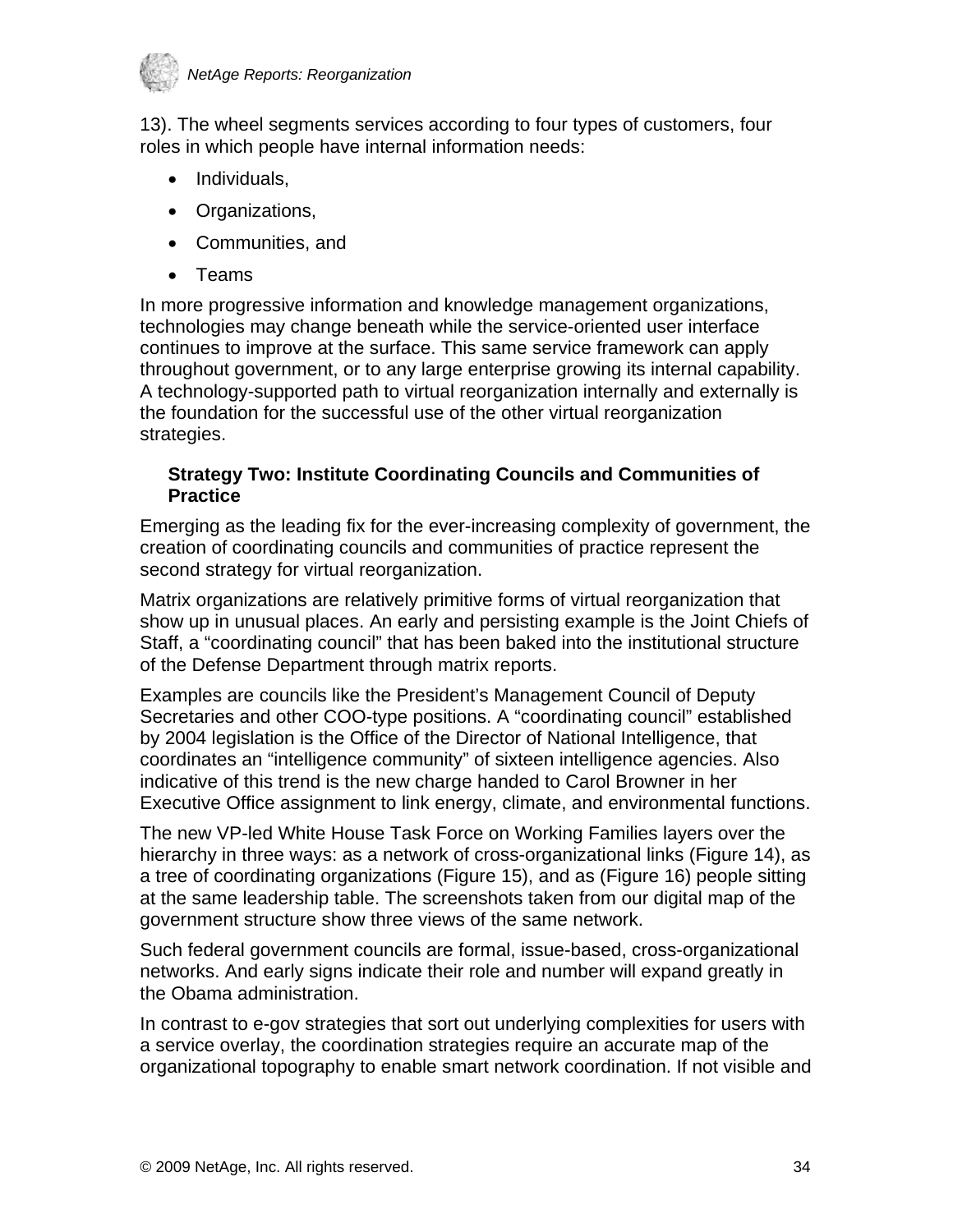13). The wheel segments services according to four types of customers, four roles in which people have internal information needs:

- Individuals,
- Organizations,
- Communities, and
- Teams

In more progressive information and knowledge management organizations, technologies may change beneath while the service-oriented user interface continues to improve at the surface. This same service framework can apply throughout government, or to any large enterprise growing its internal capability. A technology-supported path to virtual reorganization internally and externally is the foundation for the successful use of the other virtual reorganization strategies.

### Strategy Two: Institute Coordinating Councils and Communities of Practice

Emerging as the leading fix for the ever-increasing complexity of government, the creation of coordinating councils and communities of practice represent the second strategy for virtual reorganization.

Matrix organizations are relatively primitive forms of virtual reorganization that show up in unusual places. An early and persisting example is the Joint Chiefs of Staff, a "coordinating council" that has been baked into the institutional structure of the Defense Department through matrix reports.

Examples are councils like the President's Management Council of Deputy Secretaries and other COO-type positions. A "coordinating council" established by 2004 legislation is the Office of the Director of National Intelligence, that coordinates an "intelligence community" of sixteen intelligence agencies. Also indicative of this trend is the new charge handed to Carol Browner in her Executive Office assignment to link energy, climate, and environmental functions.

The new VP-led White House Task Force on Working Families layers over the hierarchy in three ways: as a network of cross-organizational links (Figure 14), as a tree of coordinating organizations (Figure 15), and as (Figure 16) people sitting at the same leadership table. The screenshots taken from our digital map of the government structure show three views of the same network.

Such federal government councils are formal, issue-based, cross-organizational networks. And early signs indicate their role and number will expand greatly in the Obama administration.

In contrast to e-gov strategies that sort out underlying complexities for users with a service overlay, the coordination strategies require an accurate map of the organizational topography to enable smart network coordination. If not visible and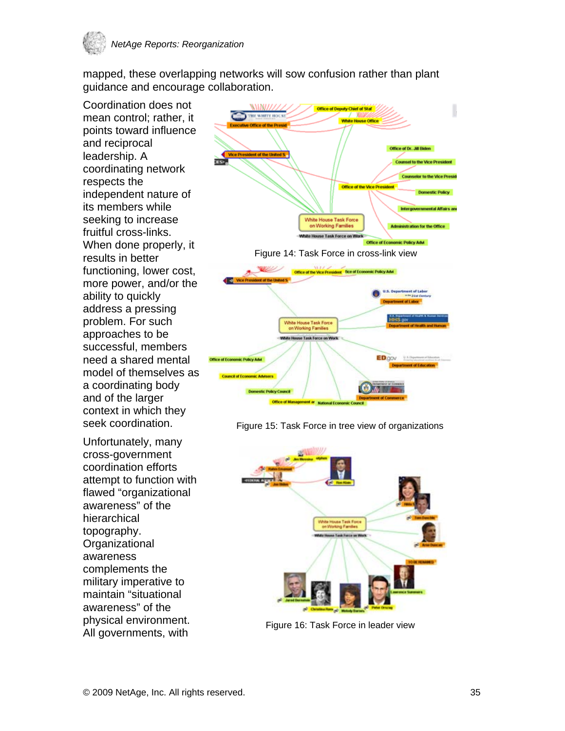mapped, these overlapping networks will sow confusion rather than plant guidance and encourage collaboration.

Coordination does not mean control; rather, it points toward influence and reciprocal leadership. A coordinating network respects the independent nature of its members while seeking to increase fruitful cross-links. When done properly, it results in better functioning, lower cost, more power, and/or the ability to quickly address a pressing problem. For such approaches to be successful, members need a shared mental model of themselves as a coordinating body and of the larger context in which they seek coordination.

Unfortunately, many cross-government coordination efforts attempt to function with flawed "organizational awareness" of the hierarchical topography. Organizational awareness complements the military imperative to maintain "situational awareness" of the physical environment. All governments, with

Figure 14: Task Force in cross-link view

Figure 15: Task Force in tree view of organizations

Figure 16: Task Force in leader view

© 2009 NetAge, Inc. All rights reserved.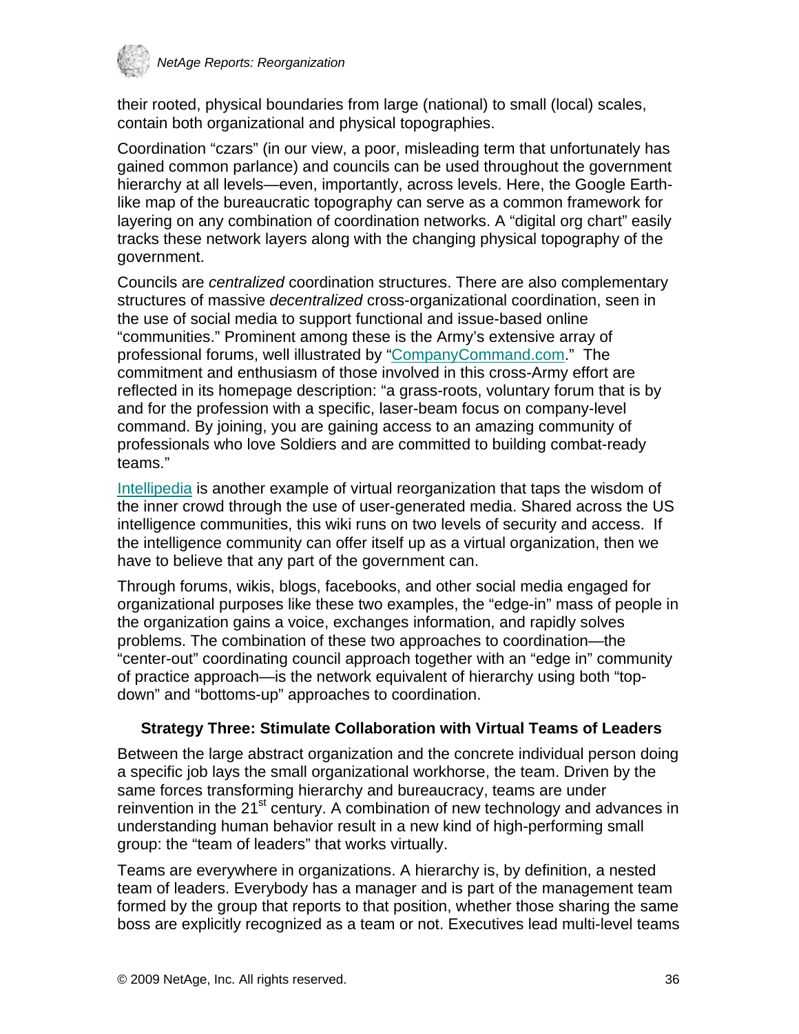their rooted, physical boundaries from large (national) to small (local) scales, contain both organizational and physical topographies.

Coordination "czars" (in our view, a poor, misleading term that unfortunately has gained common parlance) and councils can be used throughout the government hierarchy at all levels—even, importantly, across levels. Here, the Google Earth-like map of the bureaucratic topography can serve as a common framework for layering on any combination of coordination networks. A "digital org chart" easily tracks these network layers along with the changing physical topography of the government.

Councils are *centralized* coordination structures. There are also complementary structures of massive *decentralized* cross-organizational coordination, seen in the use of social media to support functional and issue-based online "communities." Prominent among these is the Army's extensive array of professional forums, well illustrated by "CompanyCommand.com." The commitment and enthusiasm of those involved in this cross-Army effort are reflected in its homepage description: "a grass-roots, voluntary forum that is by and for the profession with a specific, laser-beam focus on company-level command. By joining, you are gaining access to an amazing community of professionals who love Soldiers and are committed to building combat-ready teams."

Intellipedia is another example of virtual reorganization that taps the wisdom of the inner crowd through the use of user-generated media. Shared across the US intelligence communities, this wiki runs on two levels of security and access. If the intelligence community can offer itself up as a virtual organization, then we have to believe that any part of the government can.

Through forums, wikis, blogs, facebooks, and other social media engaged for organizational purposes like these two examples, the "edge-in" mass of people in the organization gains a voice, exchanges information, and rapidly solves problems. The combination of these two approaches to coordination—the "center-out" coordinating council approach together with an "edge in" community of practice approach—is the network equivalent of hierarchy using both "top-down" and "bottoms-up" approaches to coordination.

### Strategy Three: Stimulate Collaboration with Virtual Teams of Leaders

Between the large abstract organization and the concrete individual person doing a specific job lays the small organizational workhorse, the team. Driven by the same forces transforming hierarchy and bureaucracy, teams are under reinvention in the 21st century. A combination of new technology and advances in understanding human behavior result in a new kind of high-performing small group: the "team of leaders" that works virtually.

Teams are everywhere in organizations. A hierarchy is, by definition, a nested team of leaders. Everybody has a manager and is part of the management team formed by the group that reports to that position, whether those sharing the same boss are explicitly recognized as a team or not. Executives lead multi-level teams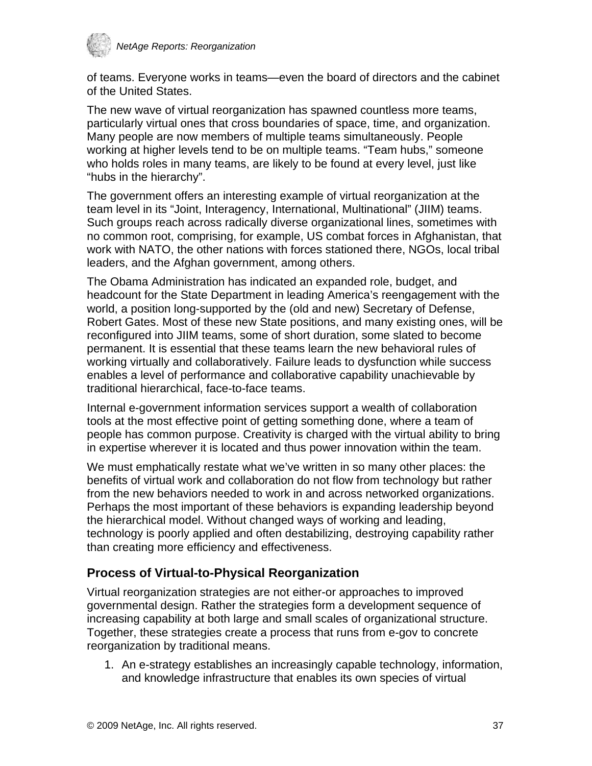of teams. Everyone works in teams—even the board of directors and the cabinet of the United States.

The new wave of virtual reorganization has spawned countless more teams, particularly virtual ones that cross boundaries of space, time, and organization. Many people are now members of multiple teams simultaneously. People working at higher levels tend to be on multiple teams. "Team hubs," someone who holds roles in many teams, are likely to be found at every level, just like "hubs in the hierarchy".

The government offers an interesting example of virtual reorganization at the team level in its "Joint, Interagency, International, Multinational" (JIIM) teams. Such groups reach across radically diverse organizational lines, sometimes with no common root, comprising, for example, US combat forces in Afghanistan, that work with NATO, the other nations with forces stationed there, NGOs, local tribal leaders, and the Afghan government, among others.

The Obama Administration has indicated an expanded role, budget, and headcount for the State Department in leading America's reengagement with the world, a position long-supported by the (old and new) Secretary of Defense, Robert Gates. Most of these new State positions, and many existing ones, will be reconfigured into JIIM teams, some of short duration, some slated to become permanent. It is essential that these teams learn the new behavioral rules of working virtually and collaboratively. Failure leads to dysfunction while success enables a level of performance and collaborative capability unachievable by traditional hierarchical, face-to-face teams.

Internal e-government information services support a wealth of collaboration tools at the most effective point of getting something done, where a team of people has common purpose. Creativity is charged with the virtual ability to bring in expertise wherever it is located and thus power innovation within the team.

We must emphatically restate what we've written in so many other places: the benefits of virtual work and collaboration do not flow from technology but rather from the new behaviors needed to work in and across networked organizations. Perhaps the most important of these behaviors is expanding leadership beyond the hierarchical model. Without changed ways of working and leading, technology is poorly applied and often destabilizing, destroying capability rather than creating more efficiency and effectiveness.

### Process of Virtual-to-Physical Reorganization

Virtual reorganization strategies are not either-or approaches to improved governmental design. Rather the strategies form a development sequence of increasing capability at both large and small scales of organizational structure. Together, these strategies create a process that runs from e-gov to concrete reorganization by traditional means.

1. An e-strategy establishes an increasingly capable technology, information, and knowledge infrastructure that enables its own species of virtual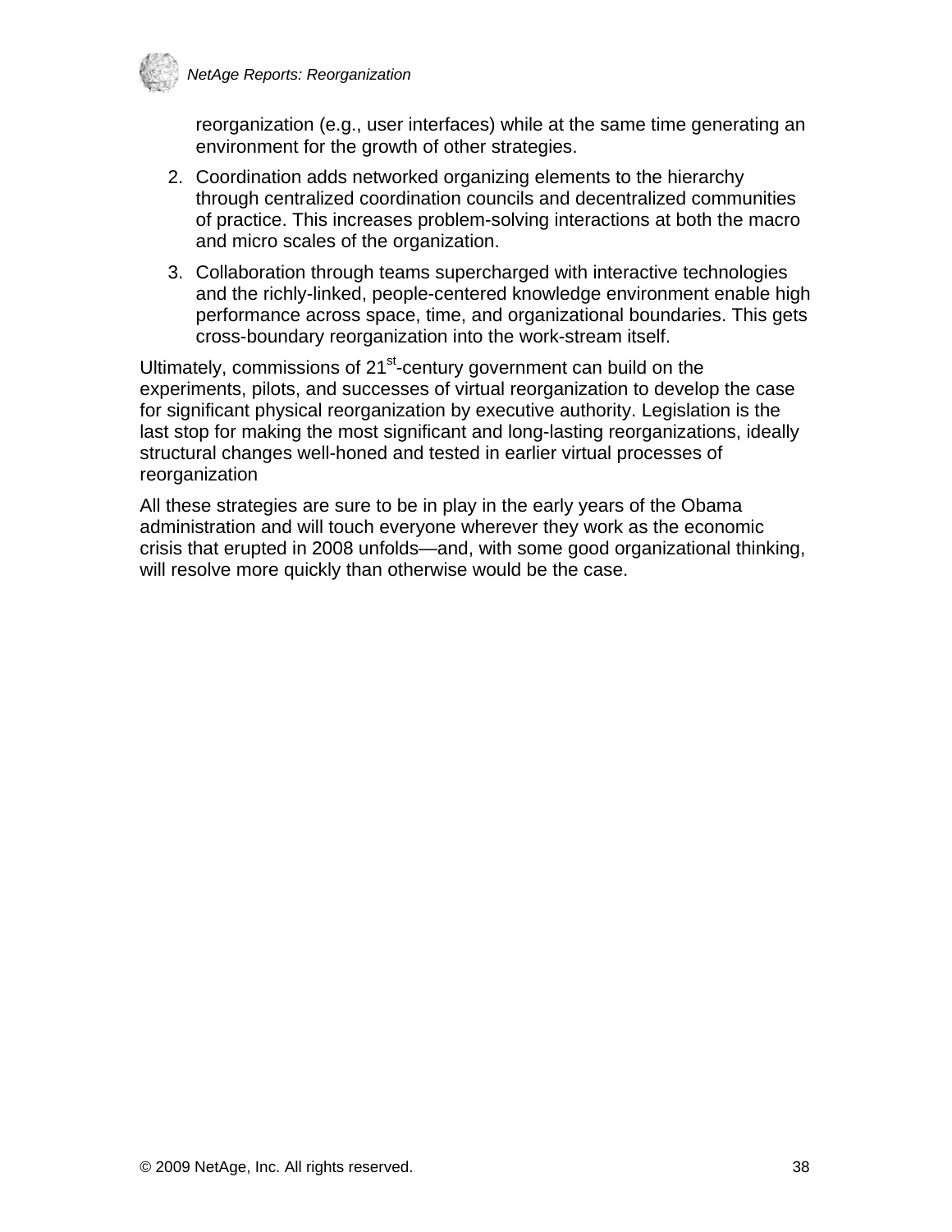reorganization (e.g., user interfaces) while at the same time generating an environment for the growth of other strategies.

2. Coordination adds networked organizing elements to the hierarchy through centralized coordination councils and decentralized communities of practice. This increases problem-solving interactions at both the macro and micro scales of the organization.
3. Collaboration through teams supercharged with interactive technologies and the richly-linked, people-centered knowledge environment enable high performance across space, time, and organizational boundaries. This gets cross-boundary reorganization into the work-stream itself.

Ultimately, commissions of 21st-century government can build on the experiments, pilots, and successes of virtual reorganization to develop the case for significant physical reorganization by executive authority. Legislation is the last stop for making the most significant and long-lasting reorganizations, ideally structural changes well-honed and tested in earlier virtual processes of reorganization

All these strategies are sure to be in play in the early years of the Obama administration and will touch everyone wherever they work as the economic crisis that erupted in 2008 unfolds—and, with some good organizational thinking, will resolve more quickly than otherwise would be the case.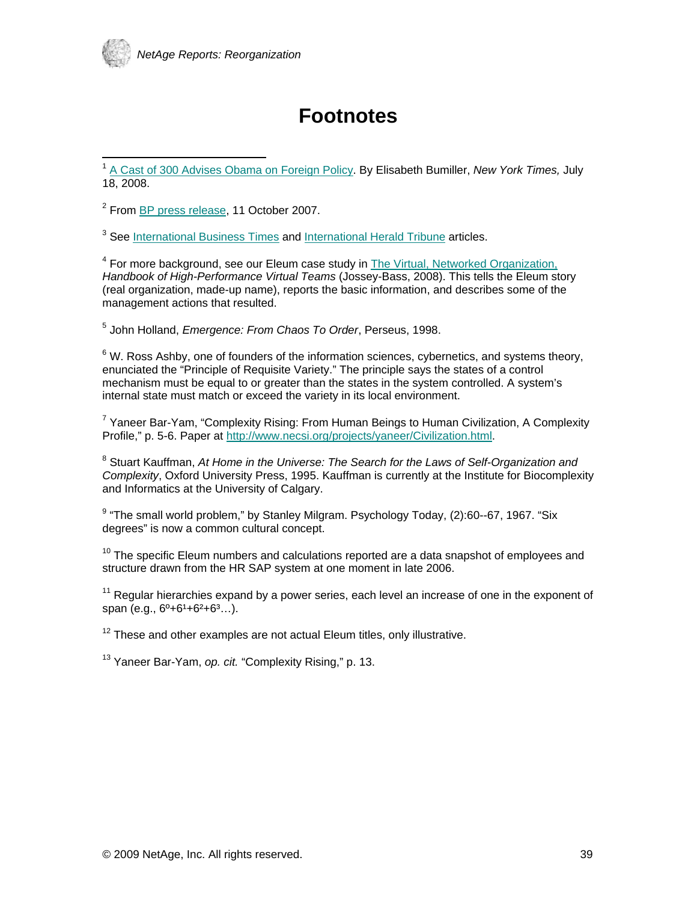# Footnotes

[1] A Cast of 300 Advises Obama on Foreign Policy. By Elisabeth Bumiller, *New York Times,* July 18, 2008.

[2] From BP press release, 11 October 2007.

[3] See International Business Times and International Herald Tribune articles.

[4] For more background, see our Eleum case study in The Virtual, Networked Organization, *Handbook of High-Performance Virtual Teams* (Jossey-Bass, 2008). This tells the Eleum story (real organization, made-up name), reports the basic information, and describes some of the management actions that resulted.

[5] John Holland, *Emergence: From Chaos To Order*, Perseus, 1998.

[6] W. Ross Ashby, one of founders of the information sciences, cybernetics, and systems theory, enunciated the "Principle of Requisite Variety." The principle says the states of a control mechanism must be equal to or greater than the states in the system controlled. A system's internal state must match or exceed the variety in its local environment.

[7] Yaneer Bar-Yam, "Complexity Rising: From Human Beings to Human Civilization, A Complexity Profile," p. 5-6. Paper at http://www.necsi.org/projects/yaneer/Civilization.html.

[8] Stuart Kauffman, *At Home in the Universe: The Search for the Laws of Self-Organization and Complexity*, Oxford University Press, 1995. Kauffman is currently at the Institute for Biocomplexity and Informatics at the University of Calgary.

[9] "The small world problem," by Stanley Milgram. Psychology Today, (2):60--67, 1967. "Six degrees" is now a common cultural concept.

[10] The specific Eleum numbers and calculations reported are a data snapshot of employees and structure drawn from the HR SAP system at one moment in late 2006.

[11] Regular hierarchies expand by a power series, each level an increase of one in the exponent of span (e.g., $6^0+6^1+6^2+6^3$…).

[12] These and other examples are not actual Eleum titles, only illustrative.

[13] Yaneer Bar-Yam, *op. cit.* "Complexity Rising," p. 13.

© 2009 NetAge, Inc. All rights reserved.